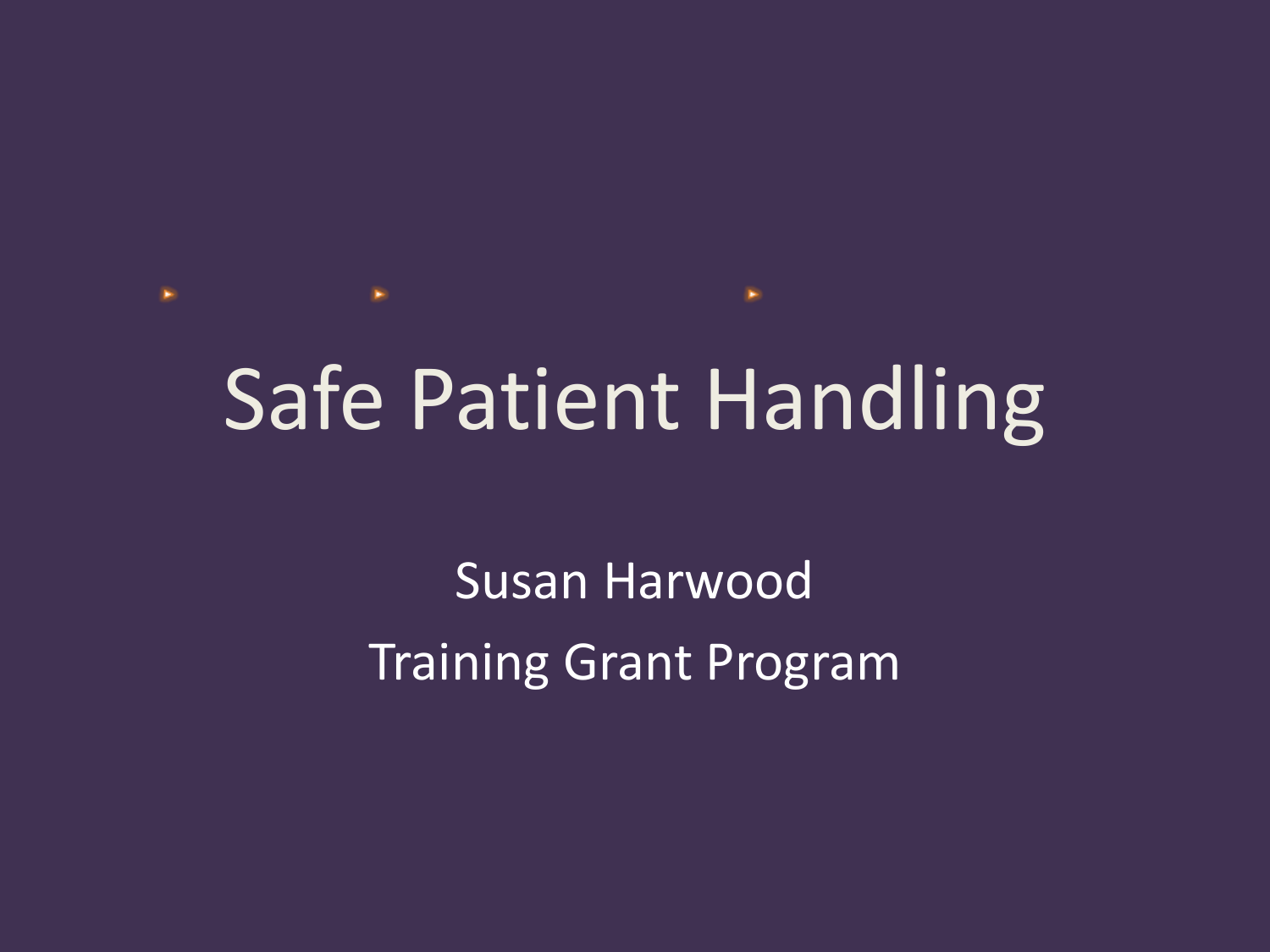# Safe Patient Handling

Susan Harwood

Training Grant Program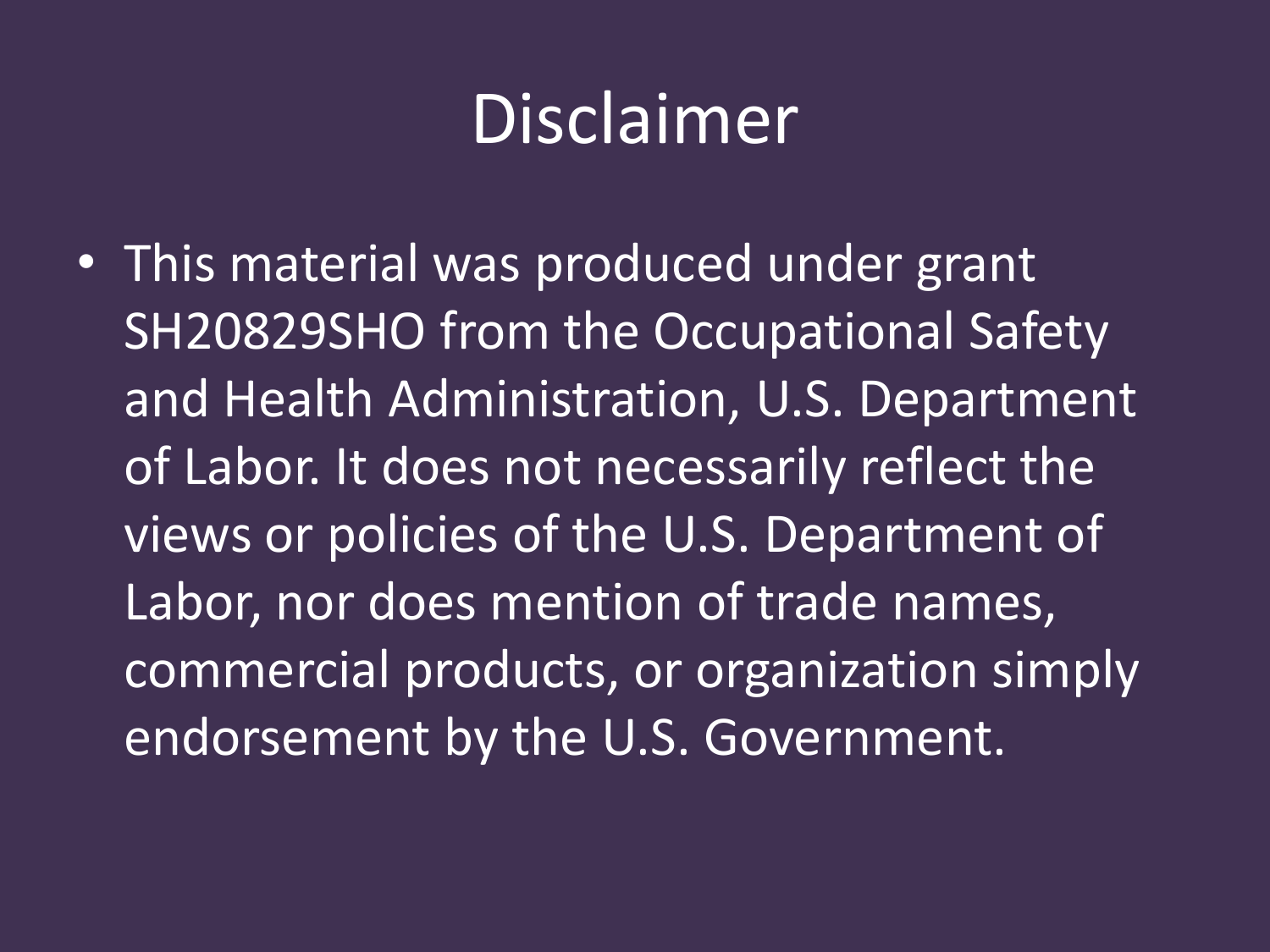# Disclaimer

- This material was produced under grant SH20829SHO from the Occupational Safety and Health Administration, U.S. Department of Labor. It does not necessarily reflect the views or policies of the U.S. Department of Labor, nor does mention of trade names, commercial products, or organization simply endorsement by the U.S. Government.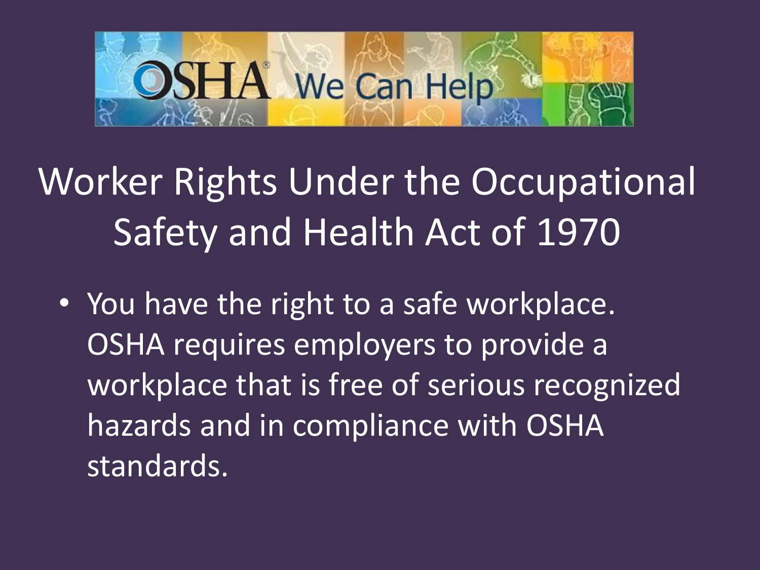OSHA We Can Help

# Worker Rights Under the Occupational Safety and Health Act of 1970

- You have the right to a safe workplace. OSHA requires employers to provide a workplace that is free of serious recognized hazards and in compliance with OSHA standards.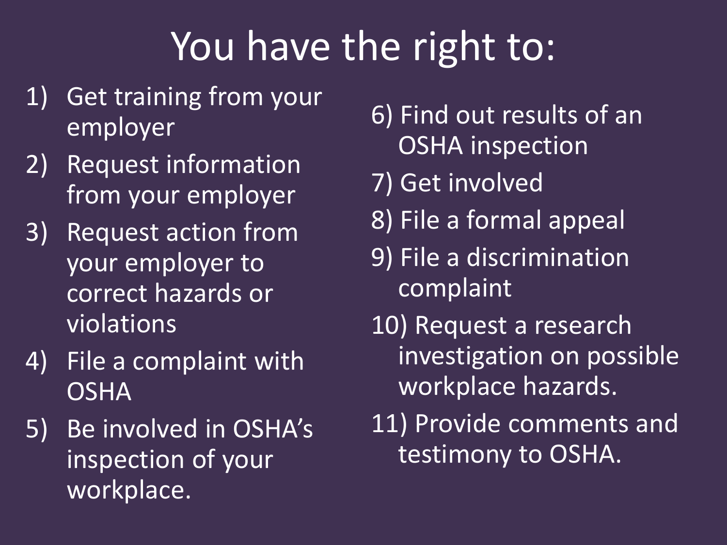# You have the right to:

1) Get training from your employer
2) Request information from your employer
3) Request action from your employer to correct hazards or violations
4) File a complaint with OSHA
5) Be involved in OSHA's inspection of your workplace.
6) Find out results of an OSHA inspection
7) Get involved
8) File a formal appeal
9) File a discrimination complaint
10) Request a research investigation on possible workplace hazards.
11) Provide comments and testimony to OSHA.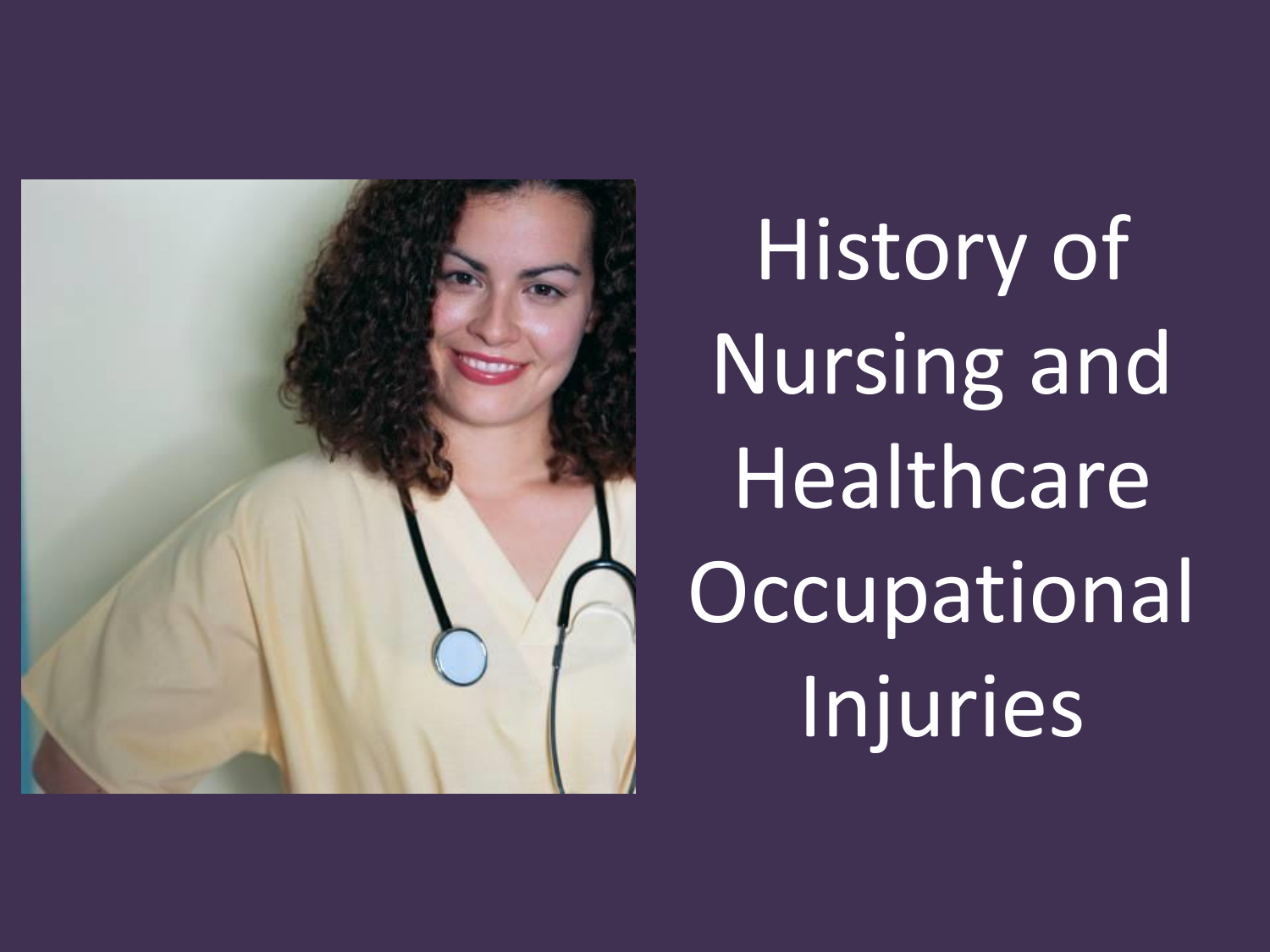# History of Nursing and Healthcare Occupational Injuries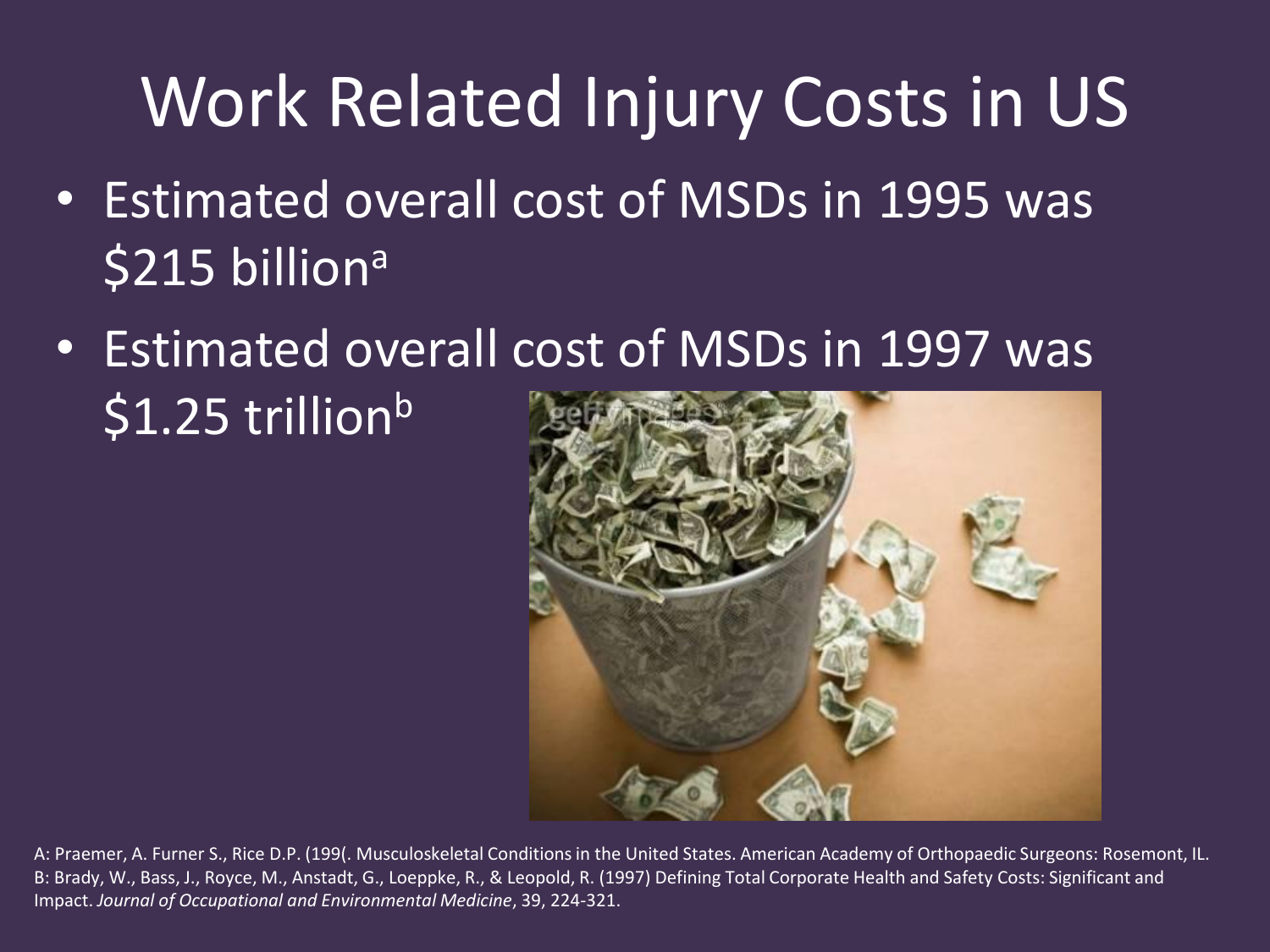# Work Related Injury Costs in US

- Estimated overall cost of MSDs in 1995 was $215 billion[a]
- Estimated overall cost of MSDs in 1997 was $1.25 trillion[b]

A: Praemer, A. Furner S., Rice D.P. (199(. Musculoskeletal Conditions in the United States. American Academy of Orthopaedic Surgeons: Rosemont, IL.
B: Brady, W., Bass, J., Royce, M., Anstadt, G., Loeppke, R., & Leopold, R. (1997) Defining Total Corporate Health and Safety Costs: Significant and Impact. *Journal of Occupational and Environmental Medicine*, 39, 224-321.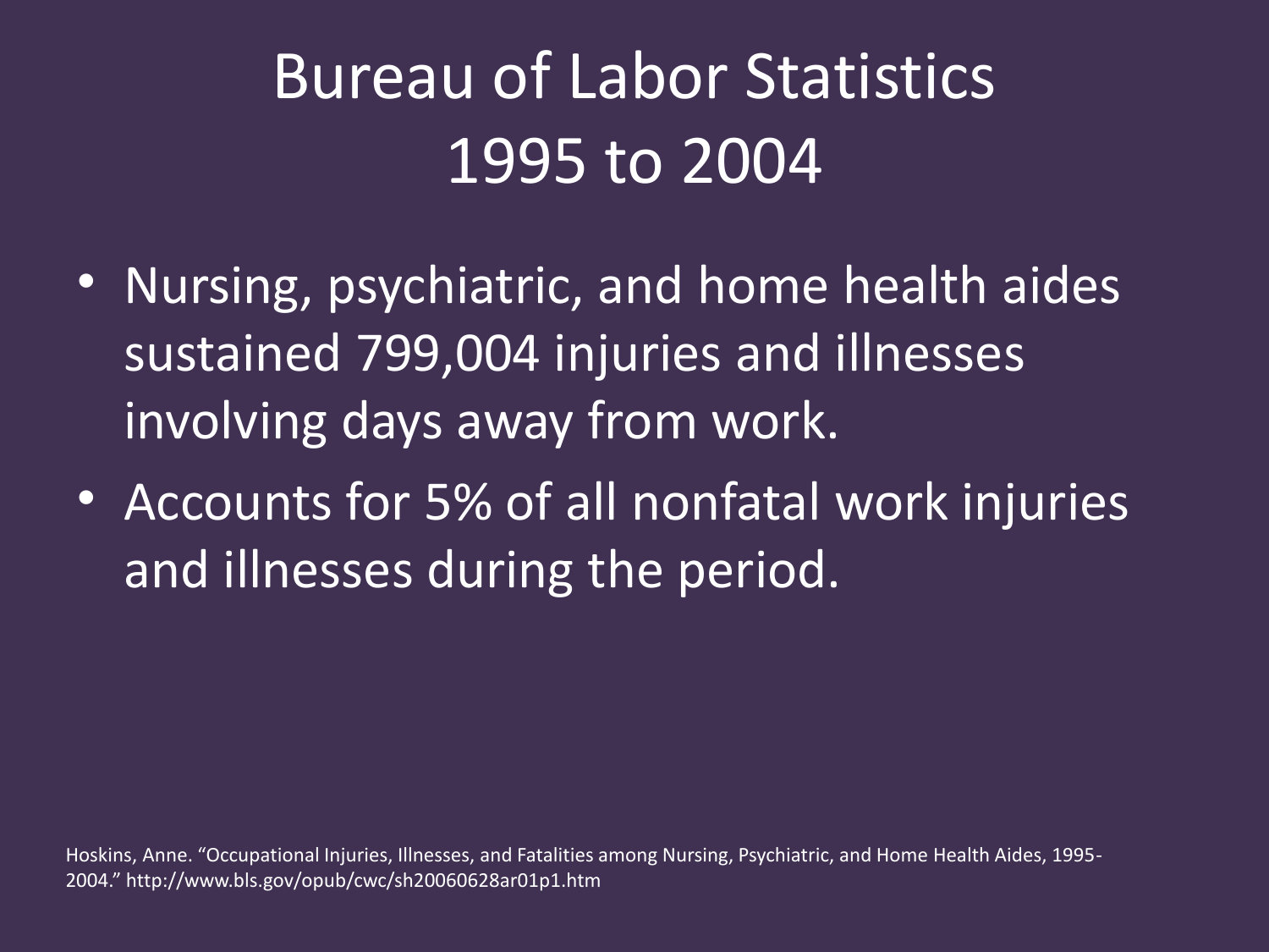# Bureau of Labor Statistics 1995 to 2004

- Nursing, psychiatric, and home health aides sustained 799,004 injuries and illnesses involving days away from work.
- Accounts for 5% of all nonfatal work injuries and illnesses during the period.

Hoskins, Anne. "Occupational Injuries, Illnesses, and Fatalities among Nursing, Psychiatric, and Home Health Aides, 1995-2004." http://www.bls.gov/opub/cwc/sh20060628ar01p1.htm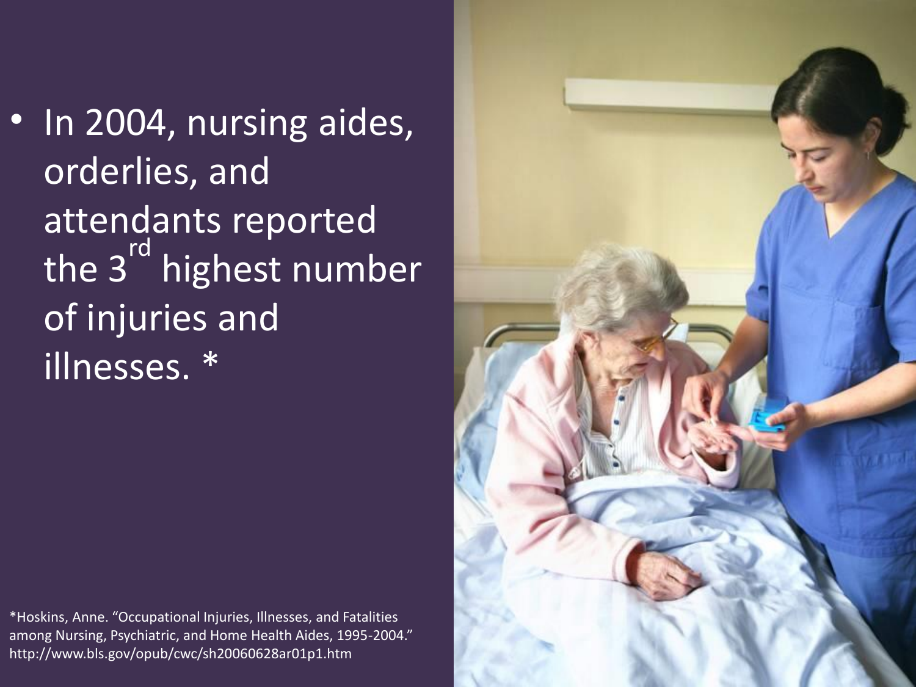- In 2004, nursing aides, orderlies, and attendants reported the 3rd highest number of injuries and illnesses. *

*Hoskins, Anne. "Occupational Injuries, Illnesses, and Fatalities among Nursing, Psychiatric, and Home Health Aides, 1995-2004." http://www.bls.gov/opub/cwc/sh20060628ar01p1.htm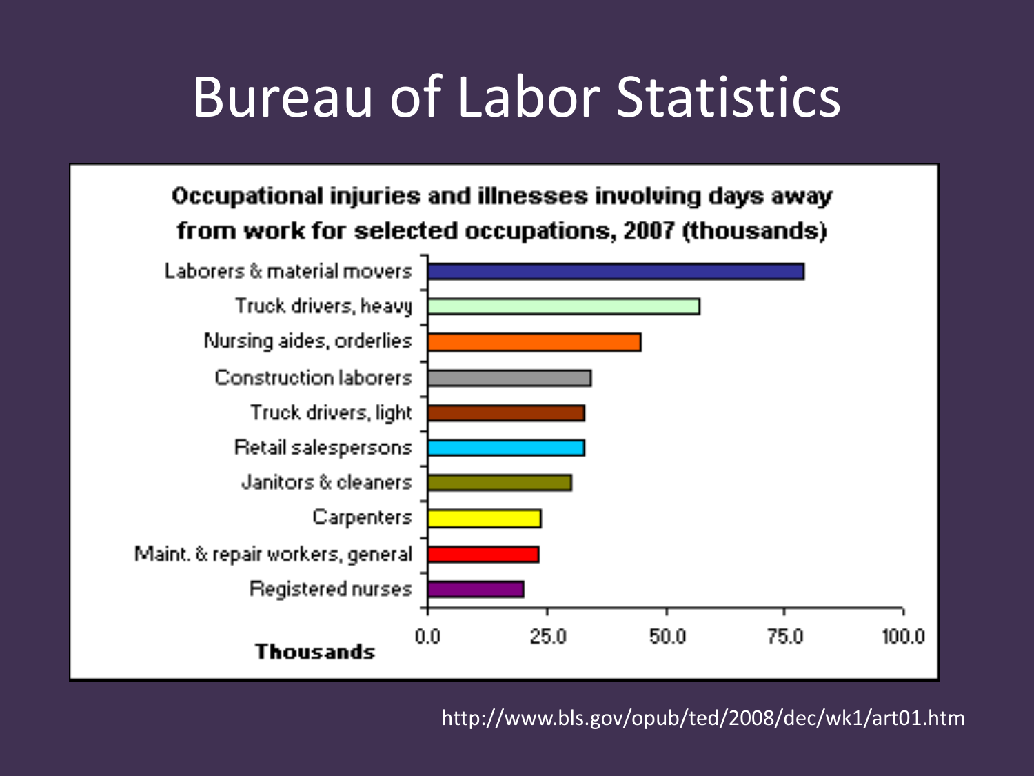# Bureau of Labor Statistics

**Occupational injuries and illnesses involving days away from work for selected occupations, 2007 (thousands)**

- Laborers & material movers
- Truck drivers, heavy
- Nursing aides, orderlies
- Construction laborers
- Truck drivers, light
- Retail salespersons
- Janitors & cleaners
- Carpenters
- Maint. & repair workers, general
- Registered nurses

**Thousands**: 0.0, 25.0, 50.0, 75.0, 100.0

http://www.bls.gov/opub/ted/2008/dec/wk1/art01.htm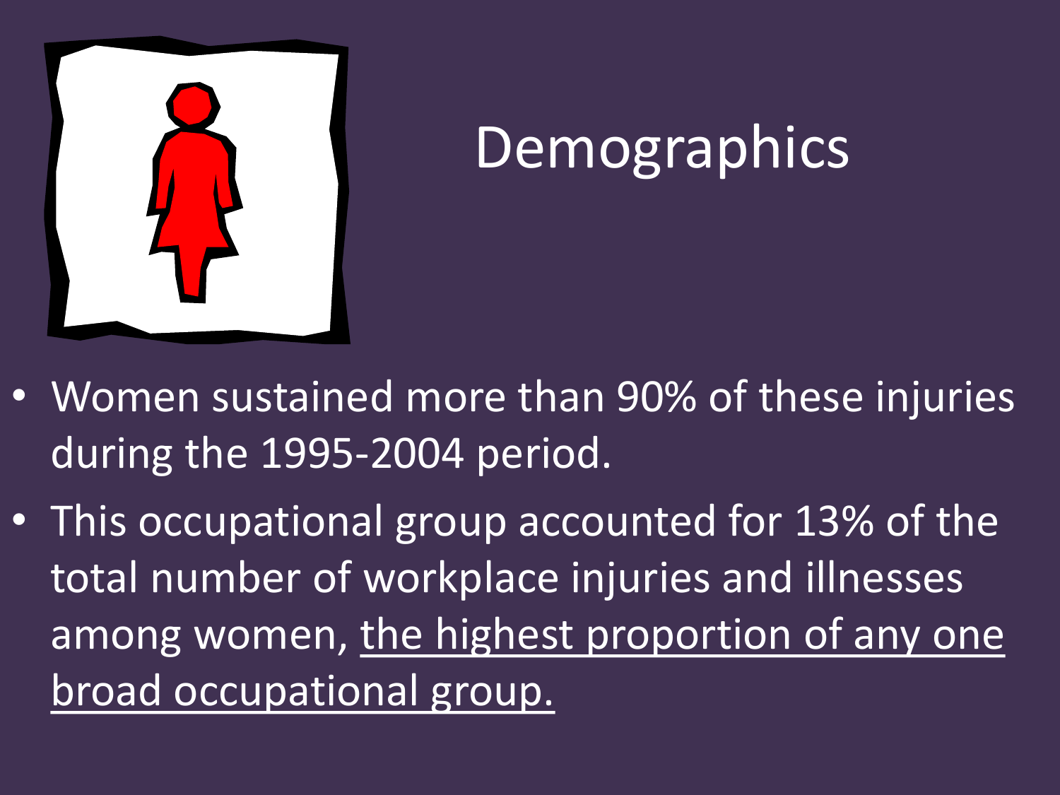# Demographics

- Women sustained more than 90% of these injuries during the 1995-2004 period.
- This occupational group accounted for 13% of the total number of workplace injuries and illnesses among women, <u>the highest proportion of any one broad occupational group.</u>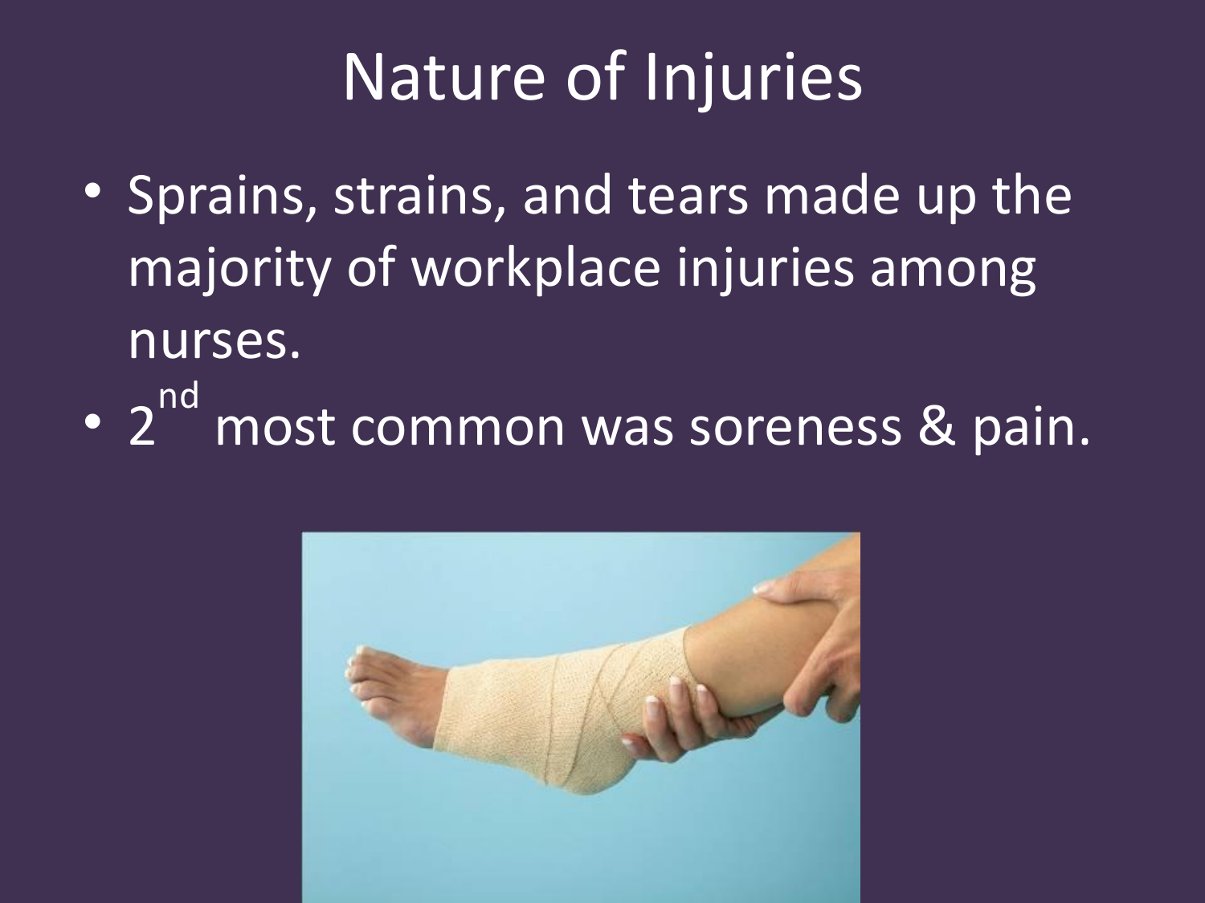# Nature of Injuries

- Sprains, strains, and tears made up the majority of workplace injuries among nurses.
- 2nd most common was soreness & pain.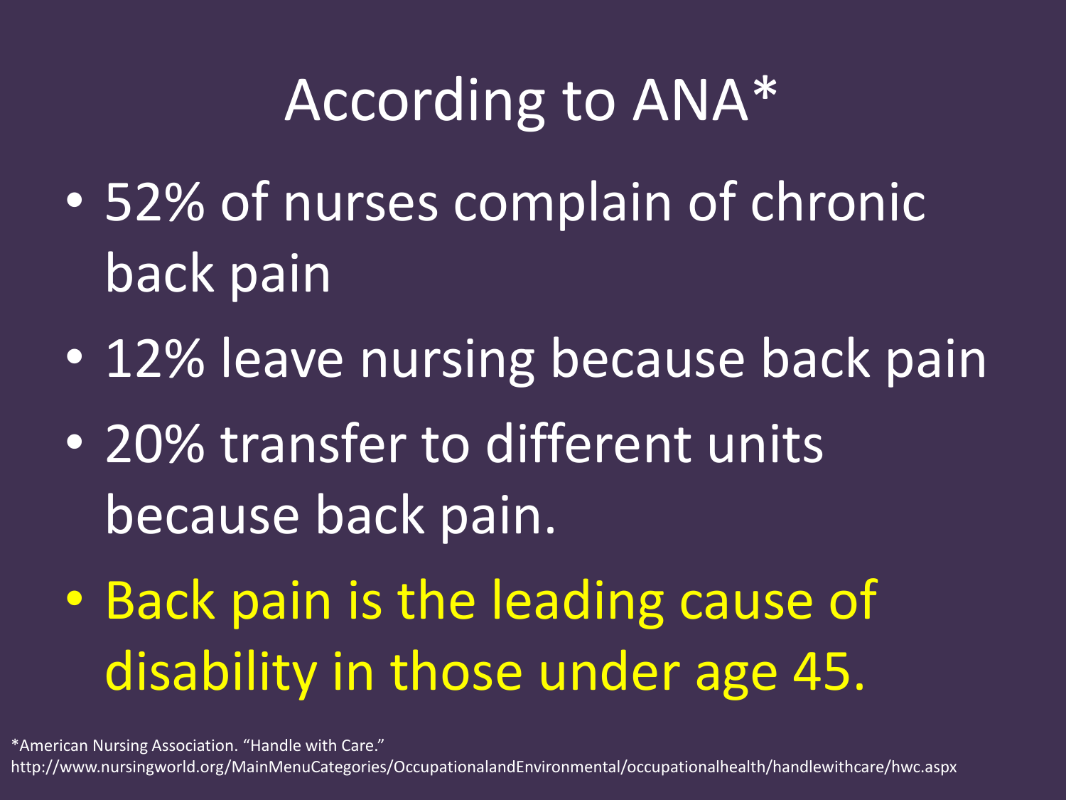# According to ANA*

- 52% of nurses complain of chronic back pain
- 12% leave nursing because back pain
- 20% transfer to different units because back pain.
- Back pain is the leading cause of disability in those under age 45.

*American Nursing Association. "Handle with Care."
http://www.nursingworld.org/MainMenuCategories/OccupationalandEnvironmental/occupationalhealth/handlewithcare/hwc.aspx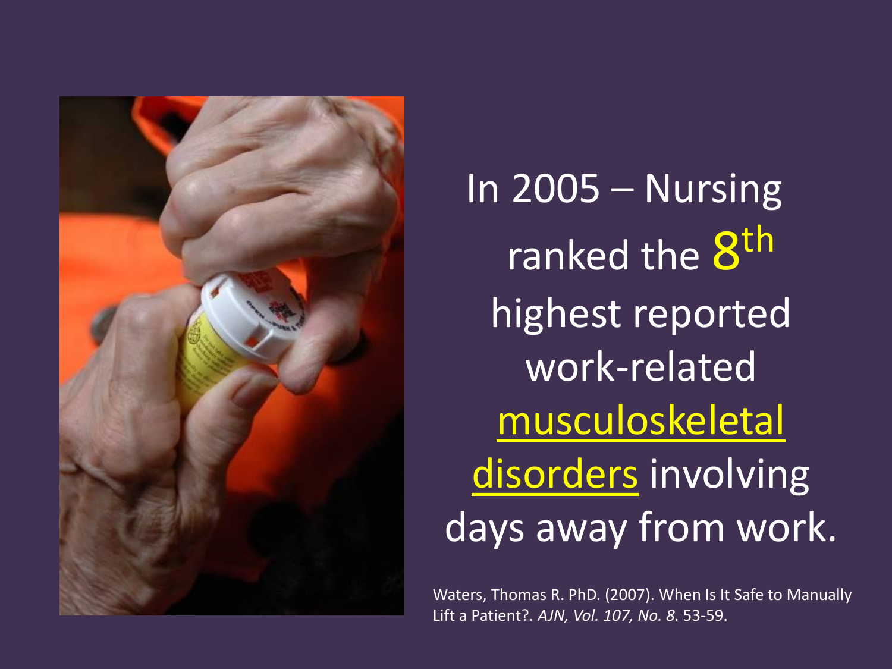In 2005 – Nursing ranked the 8th highest reported work-related musculoskeletal disorders involving days away from work.

Waters, Thomas R. PhD. (2007). When Is It Safe to Manually Lift a Patient?. *AJN, Vol. 107, No. 8.* 53-59.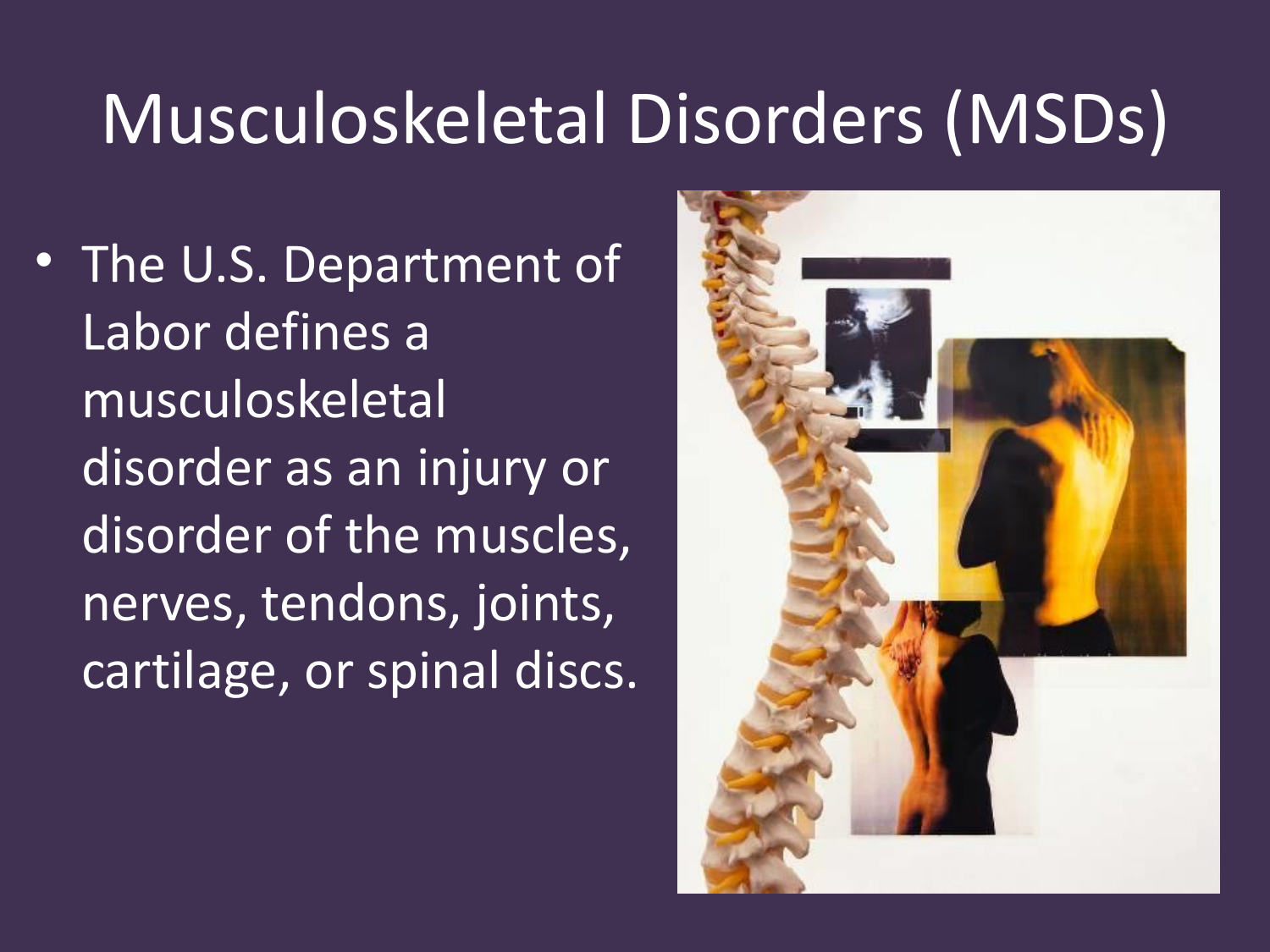# Musculoskeletal Disorders (MSDs)

- The U.S. Department of Labor defines a musculoskeletal disorder as an injury or disorder of the muscles, nerves, tendons, joints, cartilage, or spinal discs.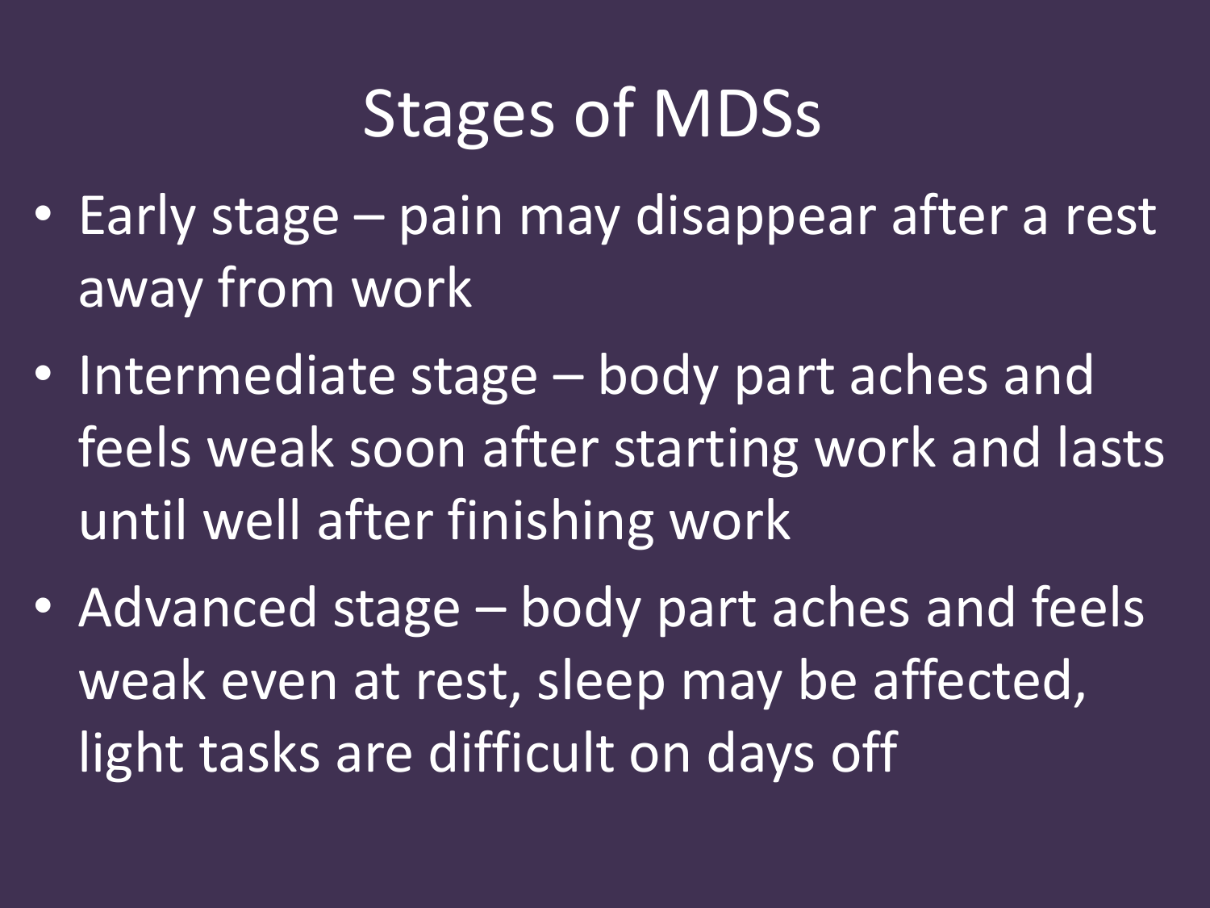# Stages of MDSs

- Early stage – pain may disappear after a rest away from work
- Intermediate stage – body part aches and feels weak soon after starting work and lasts until well after finishing work
- Advanced stage – body part aches and feels weak even at rest, sleep may be affected, light tasks are difficult on days off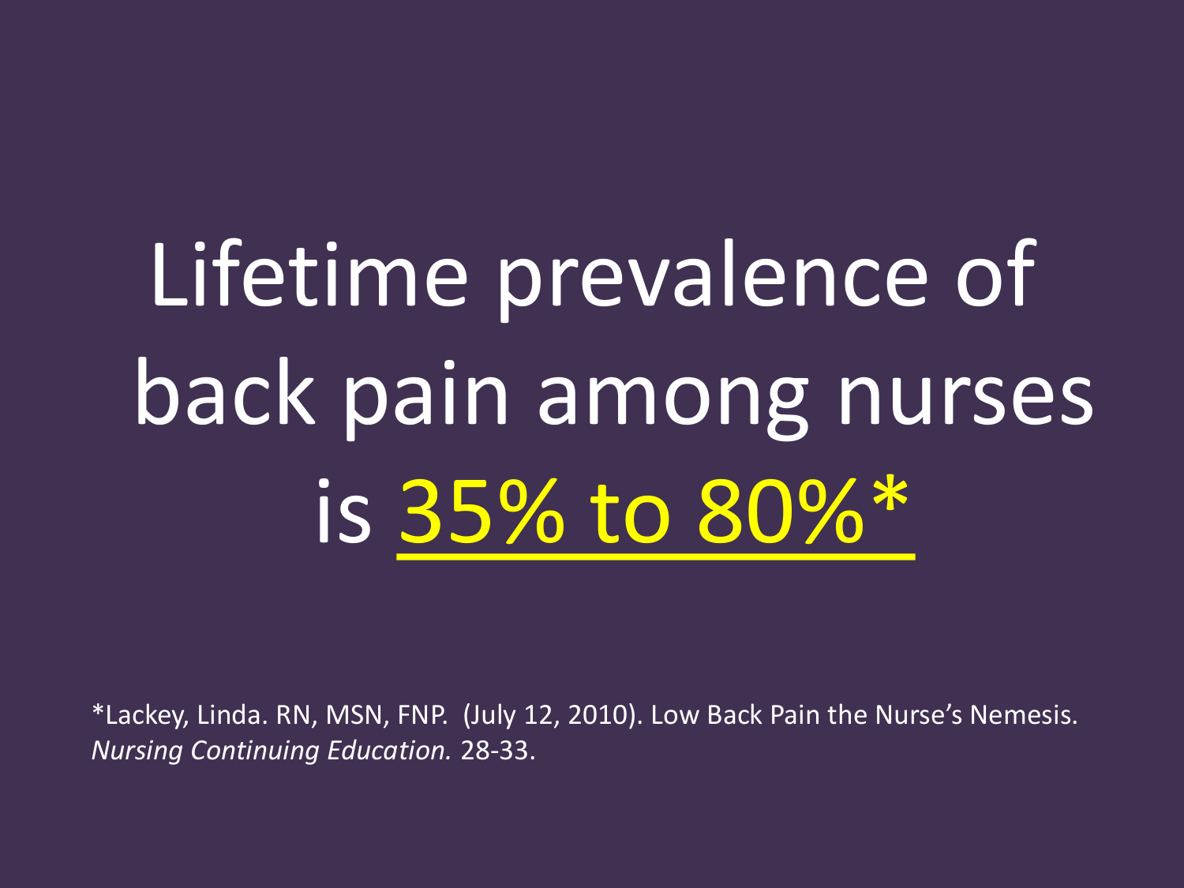# Lifetime prevalence of back pain among nurses is 35% to 80%*

*Lackey, Linda. RN, MSN, FNP. (July 12, 2010). Low Back Pain the Nurse's Nemesis. *Nursing Continuing Education.* 28-33.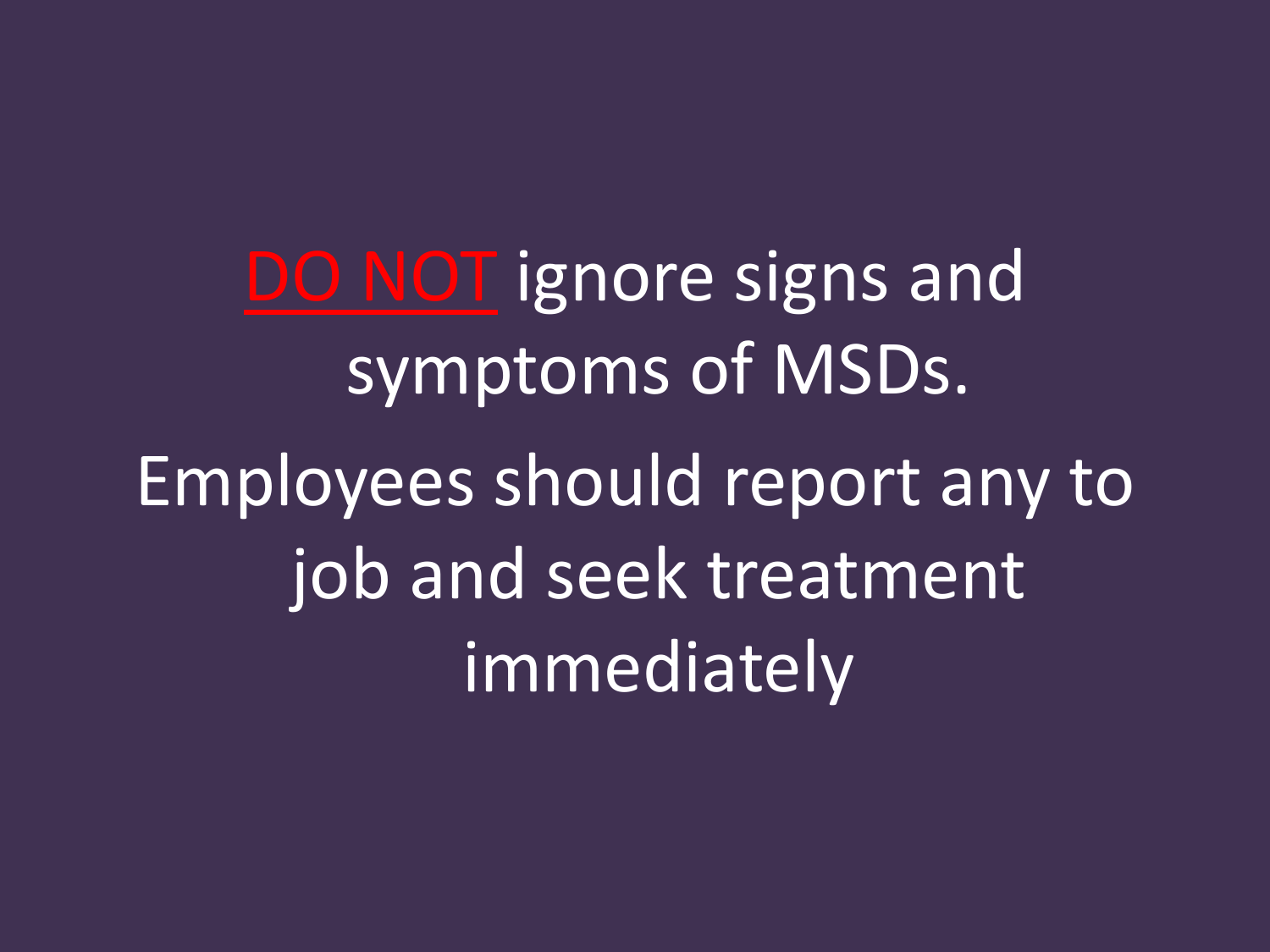**DO NOT** ignore signs and symptoms of MSDs.

Employees should report any to job and seek treatment immediately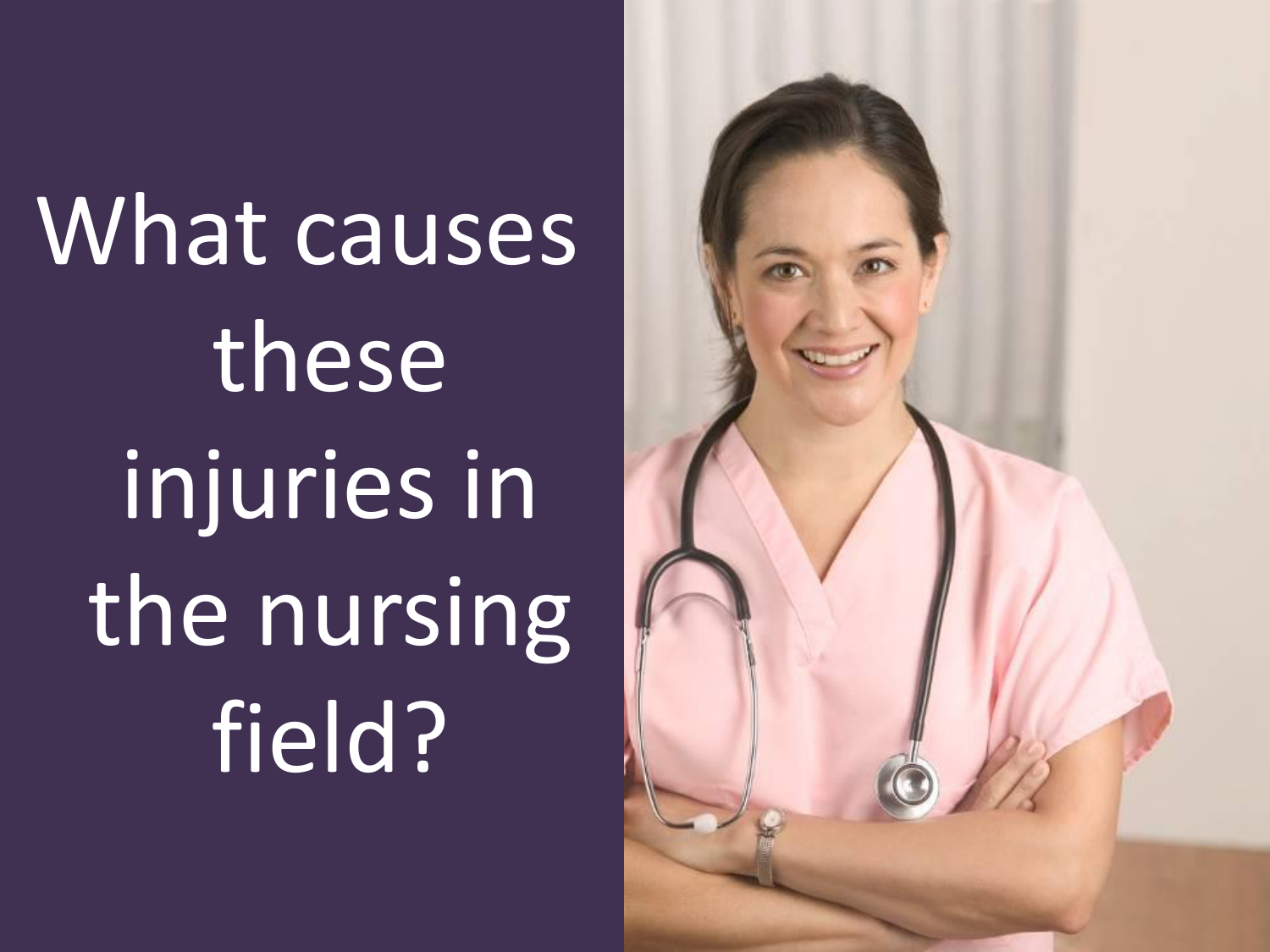What causes these injuries in the nursing field?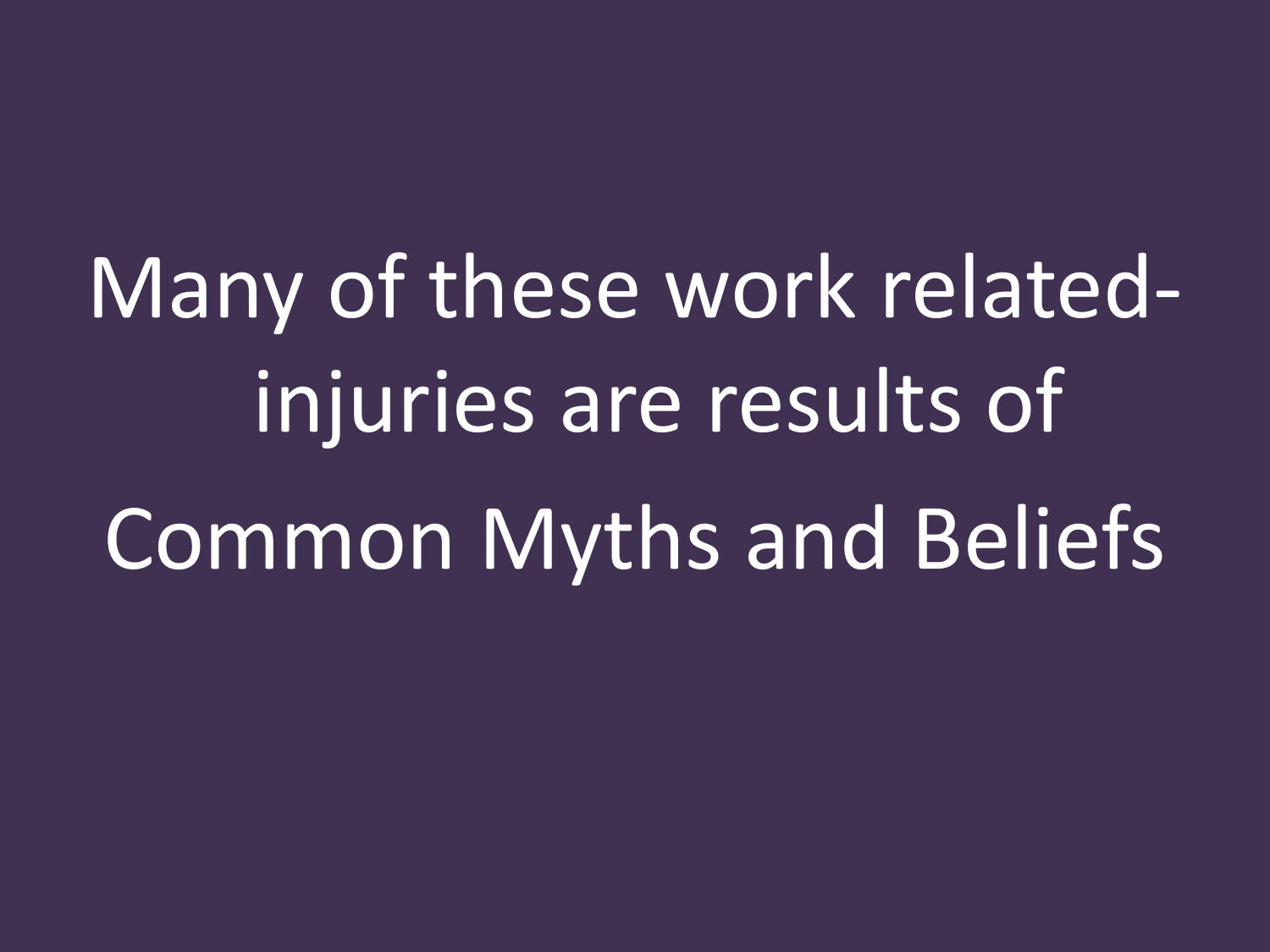Many of these work related-injuries are results of

Common Myths and Beliefs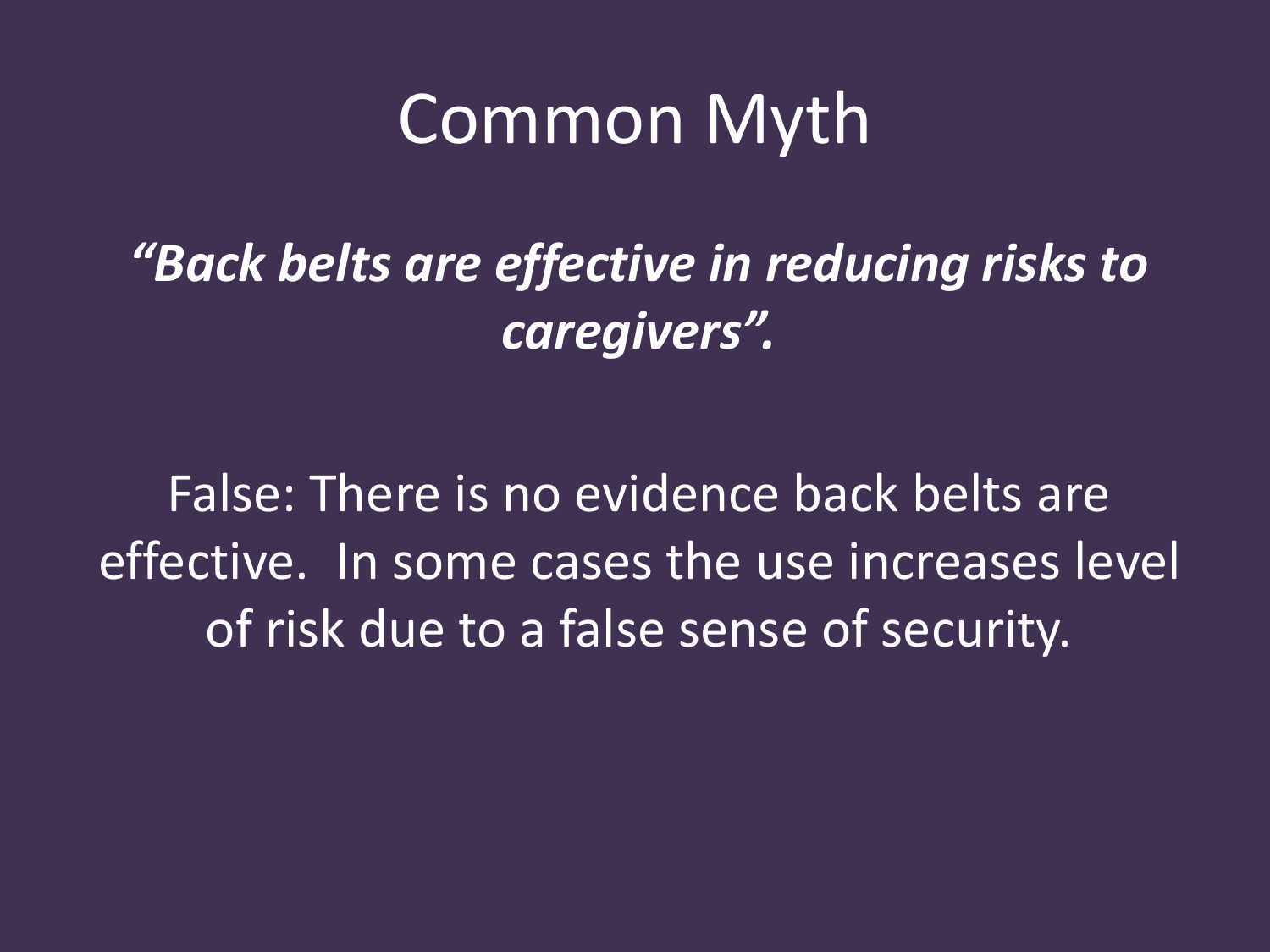# Common Myth

***"Back belts are effective in reducing risks to caregivers".***

False: There is no evidence back belts are effective. In some cases the use increases level of risk due to a false sense of security.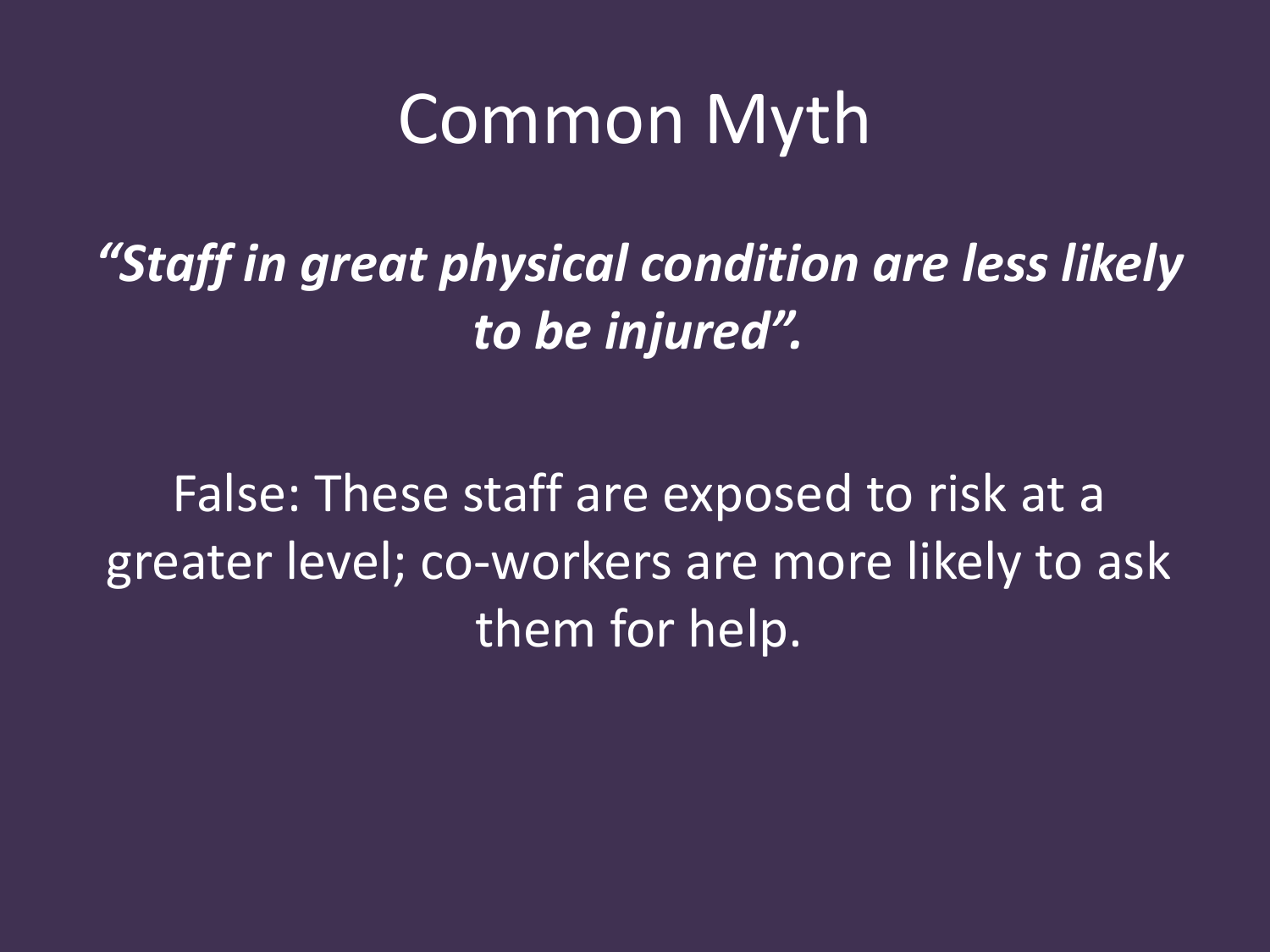# Common Myth

***"Staff in great physical condition are less likely to be injured".***

False: These staff are exposed to risk at a greater level; co-workers are more likely to ask them for help.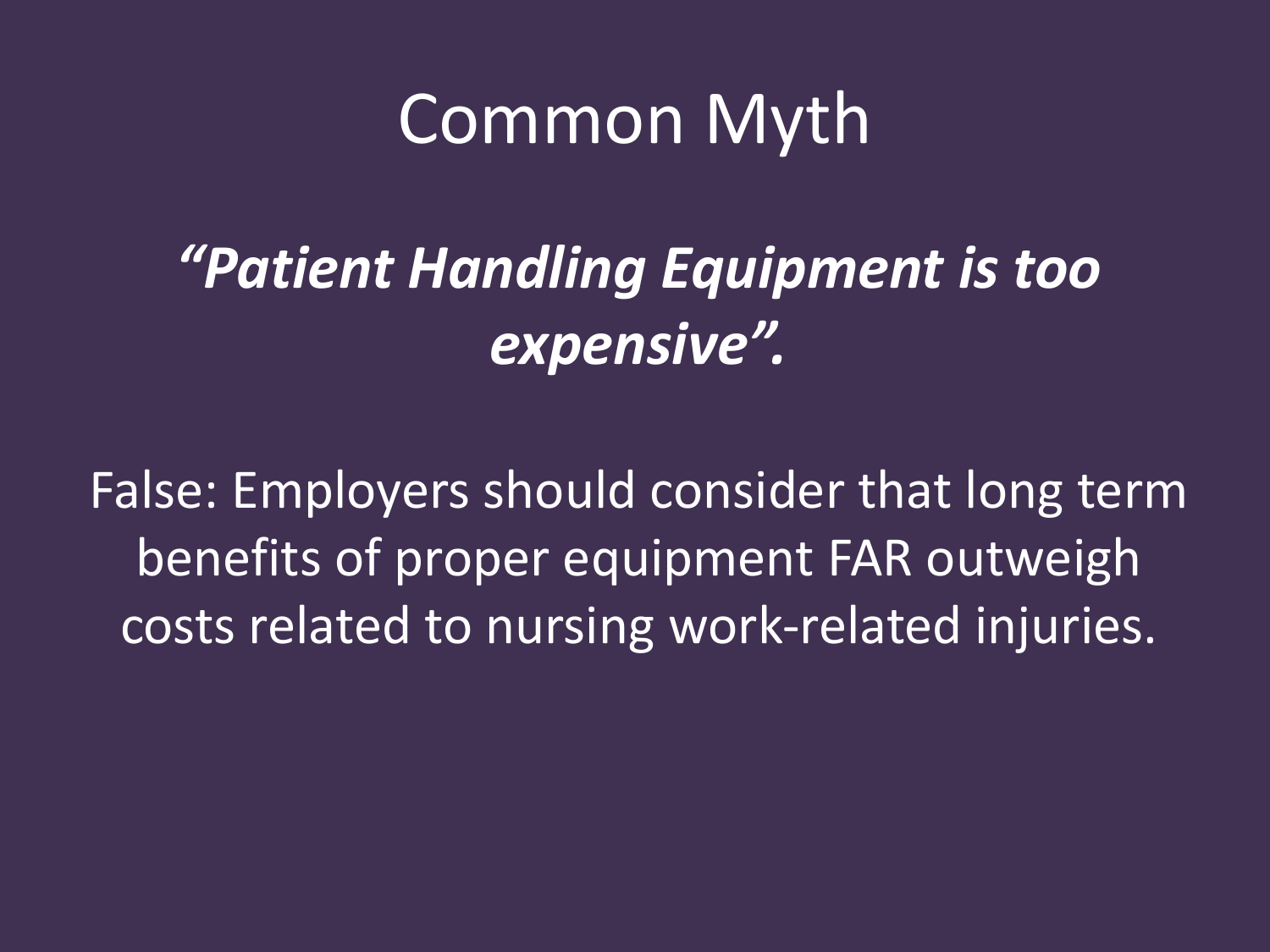# Common Myth

***"Patient Handling Equipment is too expensive".***

False: Employers should consider that long term benefits of proper equipment FAR outweigh costs related to nursing work-related injuries.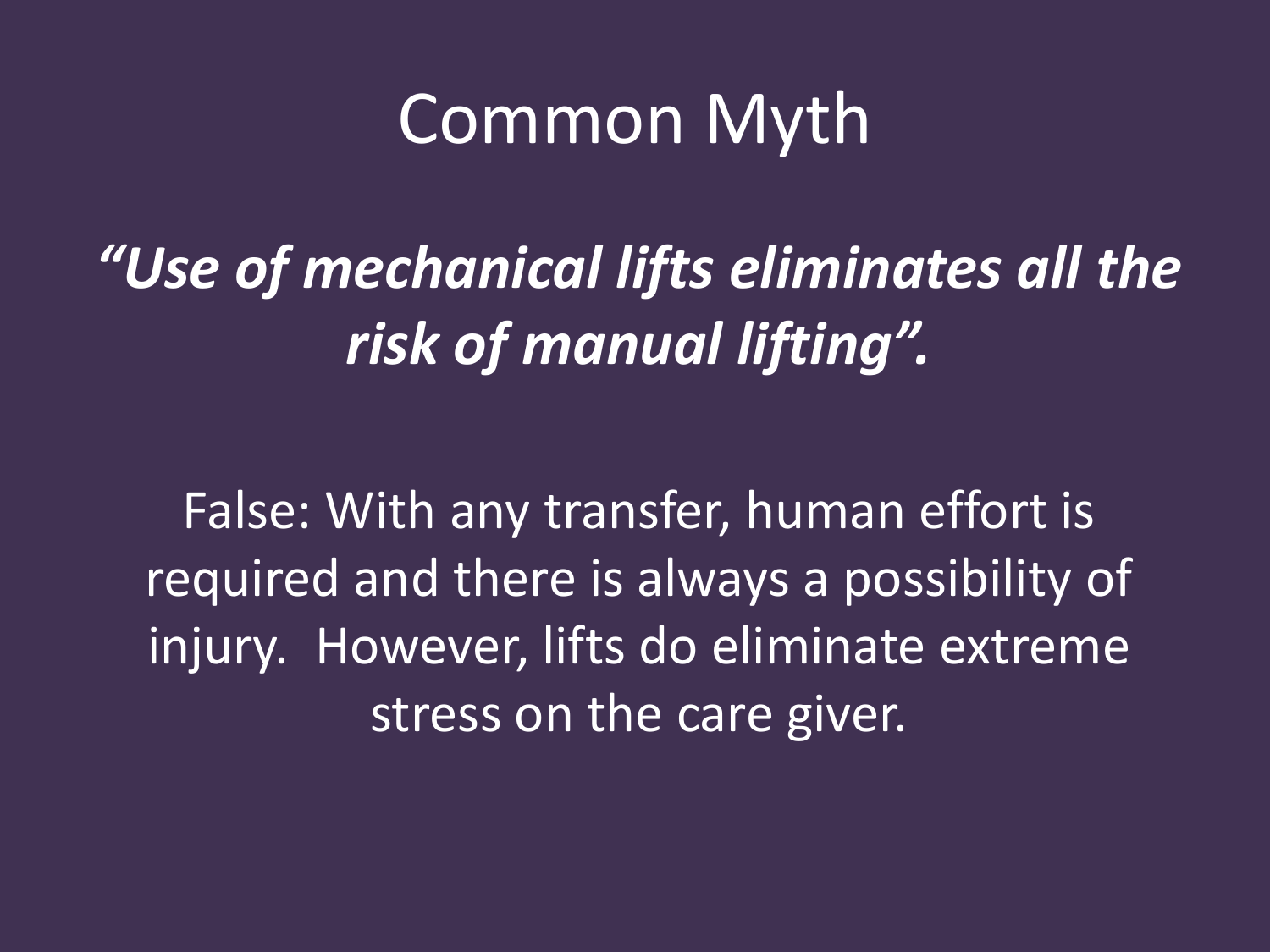# Common Myth

***"Use of mechanical lifts eliminates all the risk of manual lifting".***

False: With any transfer, human effort is required and there is always a possibility of injury. However, lifts do eliminate extreme stress on the care giver.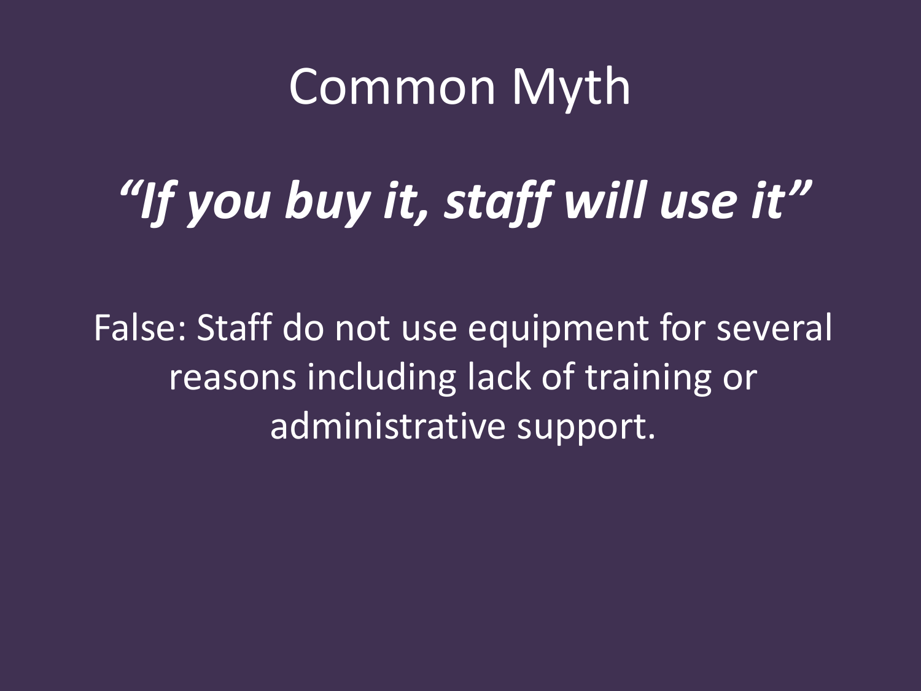# Common Myth

***"If you buy it, staff will use it"***

False: Staff do not use equipment for several reasons including lack of training or administrative support.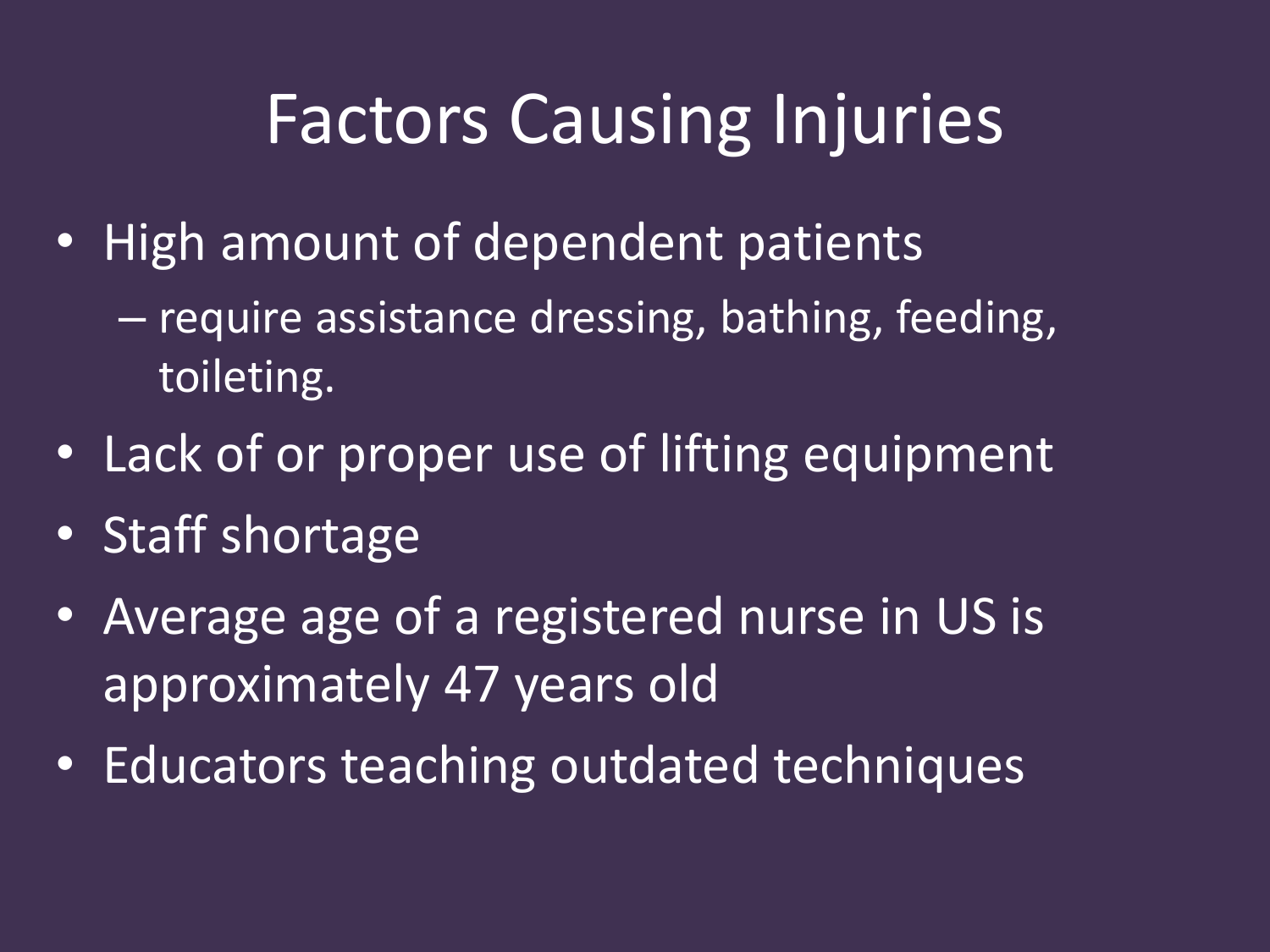# Factors Causing Injuries

- High amount of dependent patients
  - require assistance dressing, bathing, feeding, toileting.
- Lack of or proper use of lifting equipment
- Staff shortage
- Average age of a registered nurse in US is approximately 47 years old
- Educators teaching outdated techniques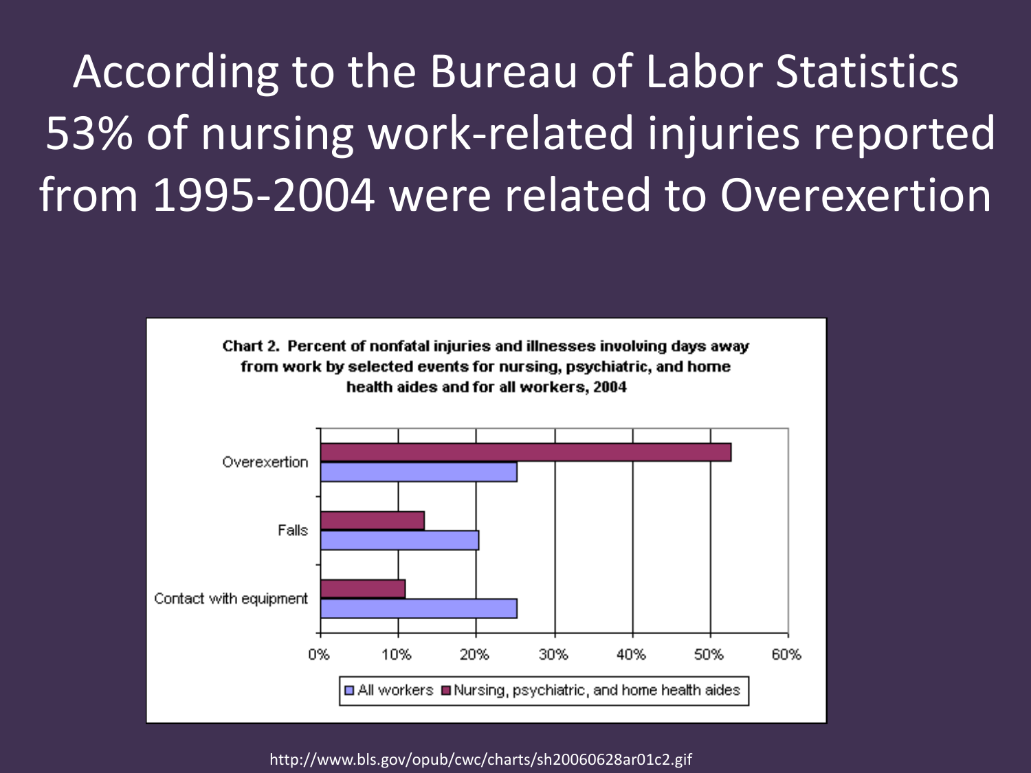# According to the Bureau of Labor Statistics 53% of nursing work-related injuries reported from 1995-2004 were related to Overexertion

**Chart 2. Percent of nonfatal injuries and illnesses involving days away from work by selected events for nursing, psychiatric, and home health aides and for all workers, 2004**

| Event | All workers | Nursing, psychiatric, and home health aides |
| --- | --- | --- |
| Overexertion | ~25% | ~53% |
| Falls | ~20% | ~13% |
| Contact with equipment | ~25% | ~11% |

http://www.bls.gov/opub/cwc/charts/sh20060628ar01c2.gif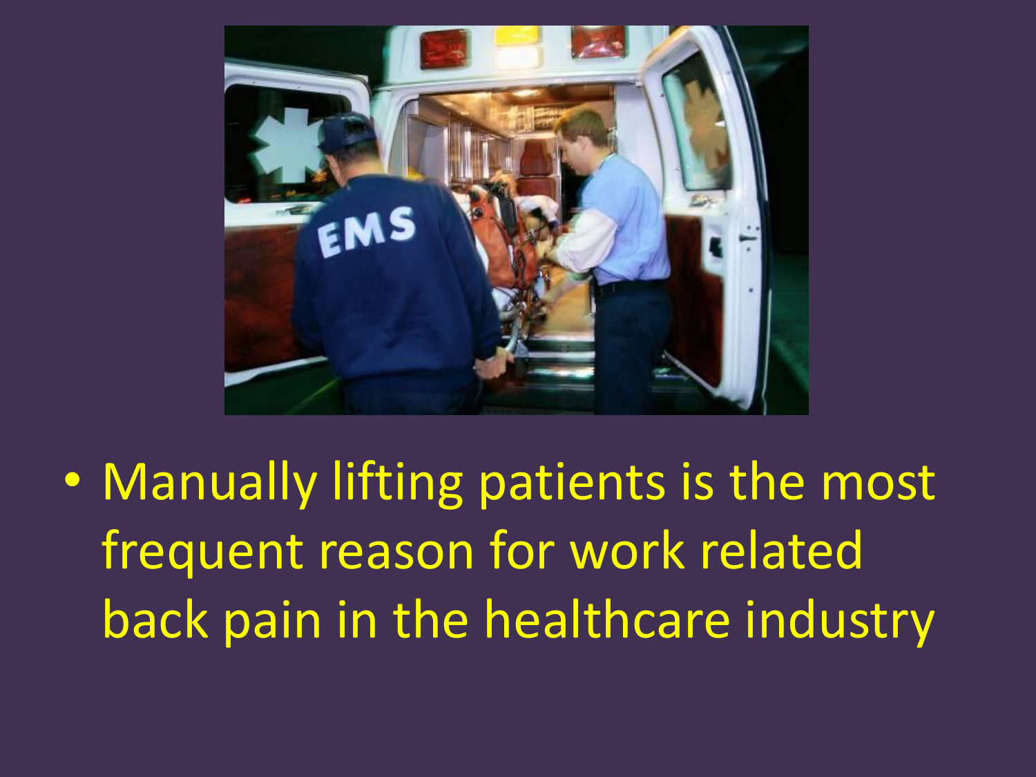- Manually lifting patients is the most frequent reason for work related back pain in the healthcare industry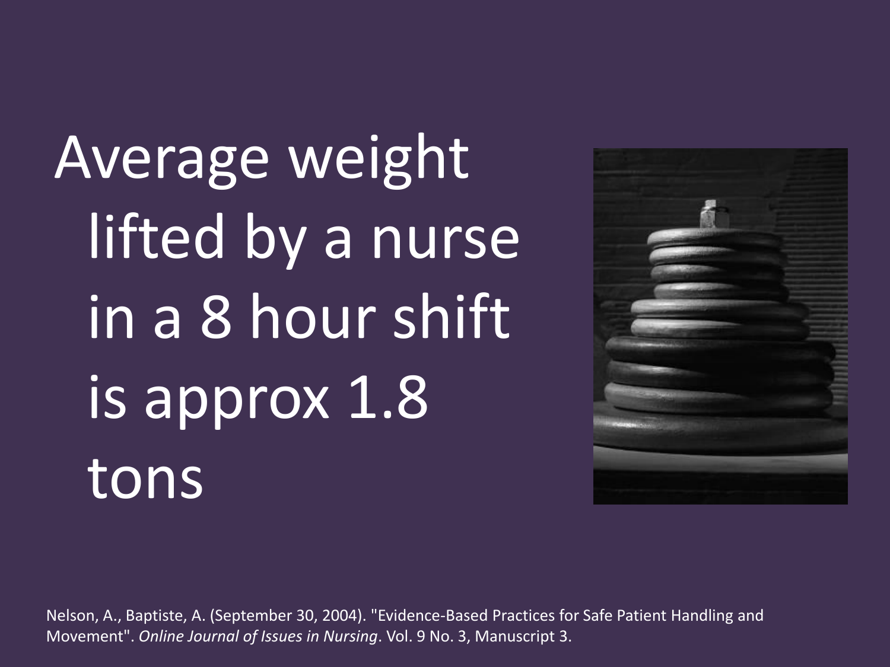Average weight lifted by a nurse in a 8 hour shift is approx 1.8 tons

Nelson, A., Baptiste, A. (September 30, 2004). "Evidence-Based Practices for Safe Patient Handling and Movement". *Online Journal of Issues in Nursing*. Vol. 9 No. 3, Manuscript 3.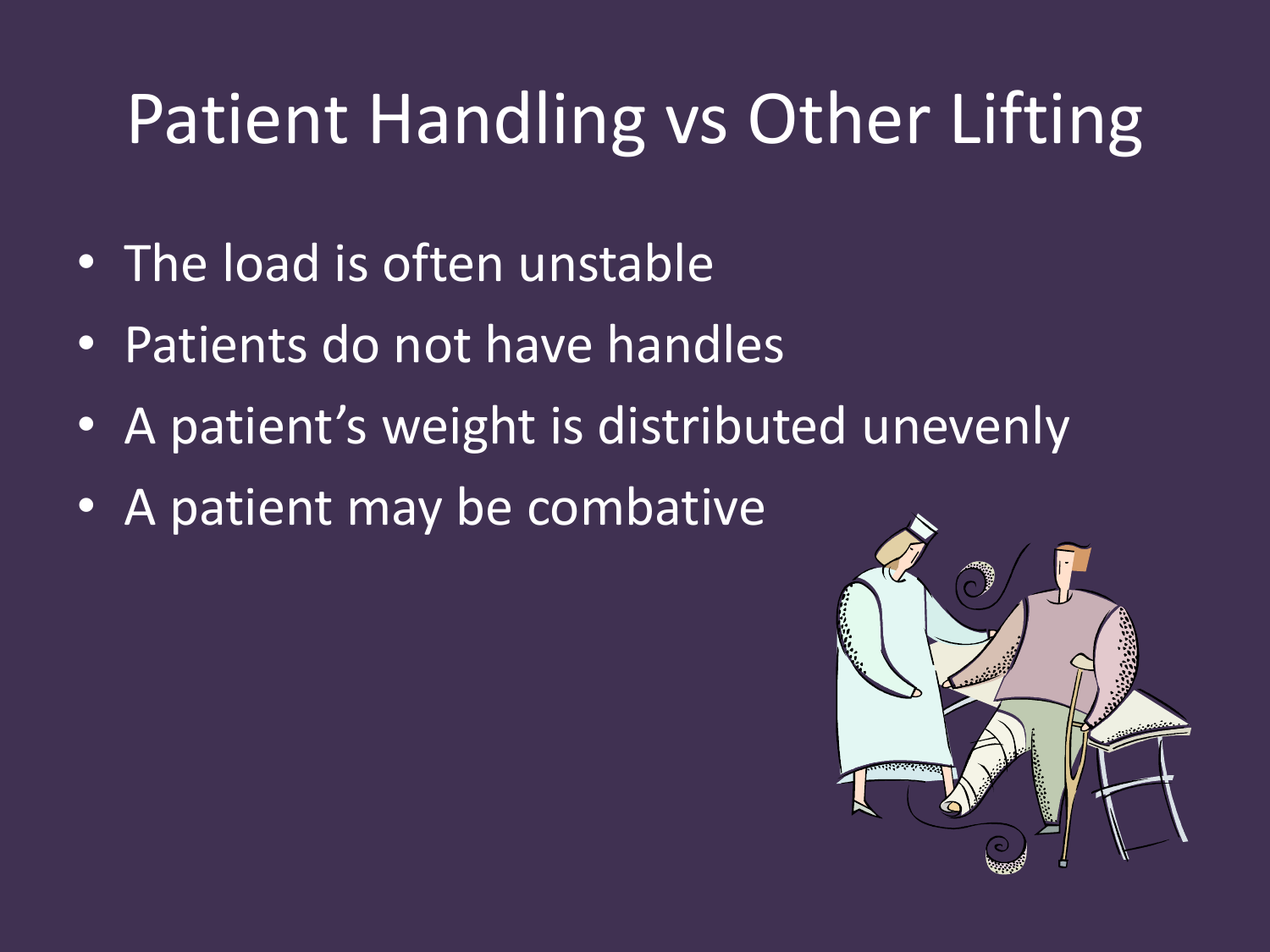# Patient Handling vs Other Lifting

- The load is often unstable
- Patients do not have handles
- A patient’s weight is distributed unevenly
- A patient may be combative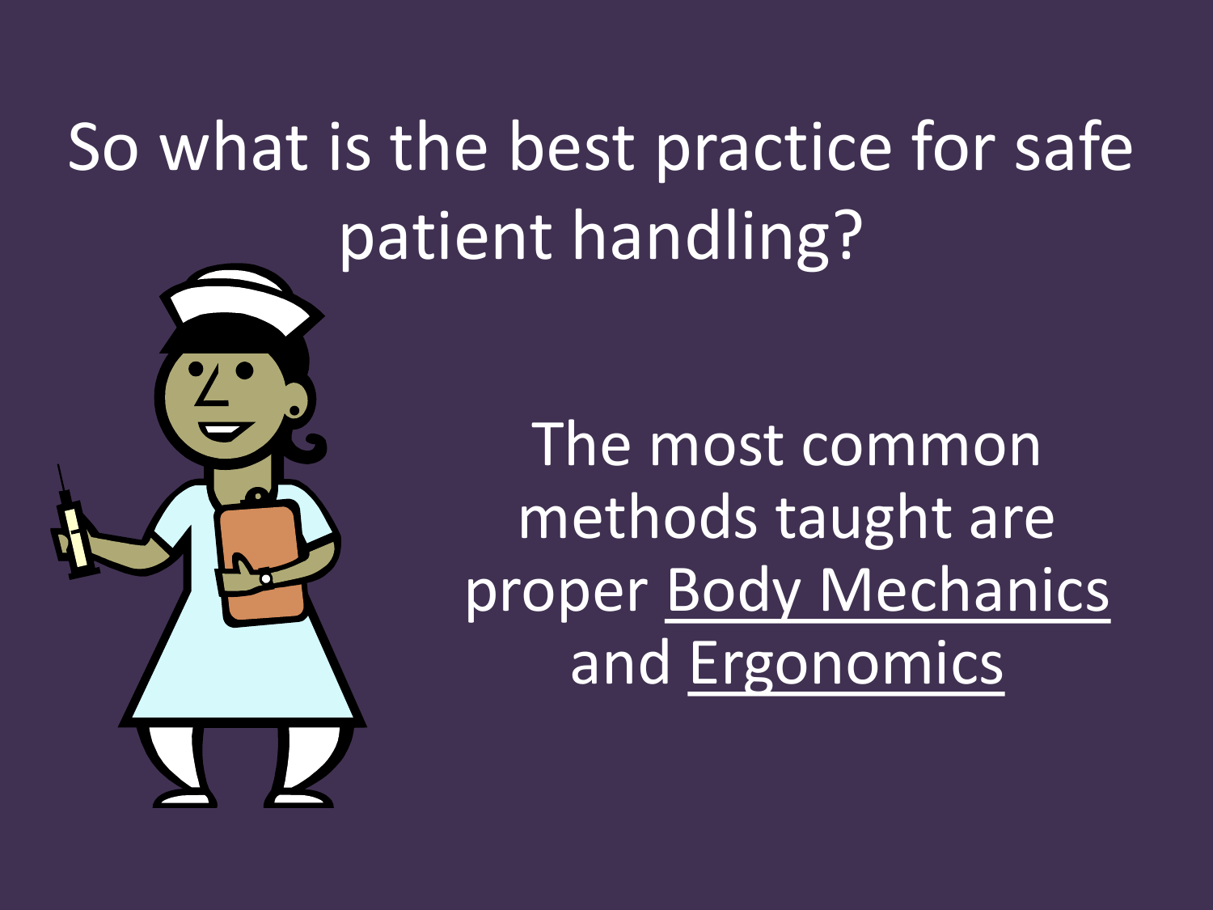# So what is the best practice for safe patient handling?

The most common methods taught are proper Body Mechanics and Ergonomics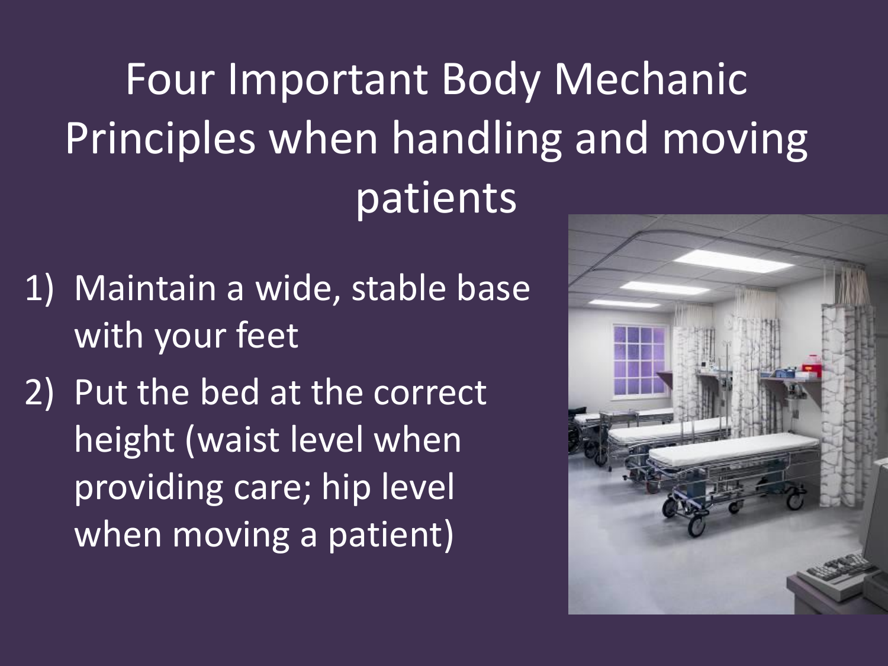# Four Important Body Mechanic Principles when handling and moving patients

1) Maintain a wide, stable base with your feet
2) Put the bed at the correct height (waist level when providing care; hip level when moving a patient)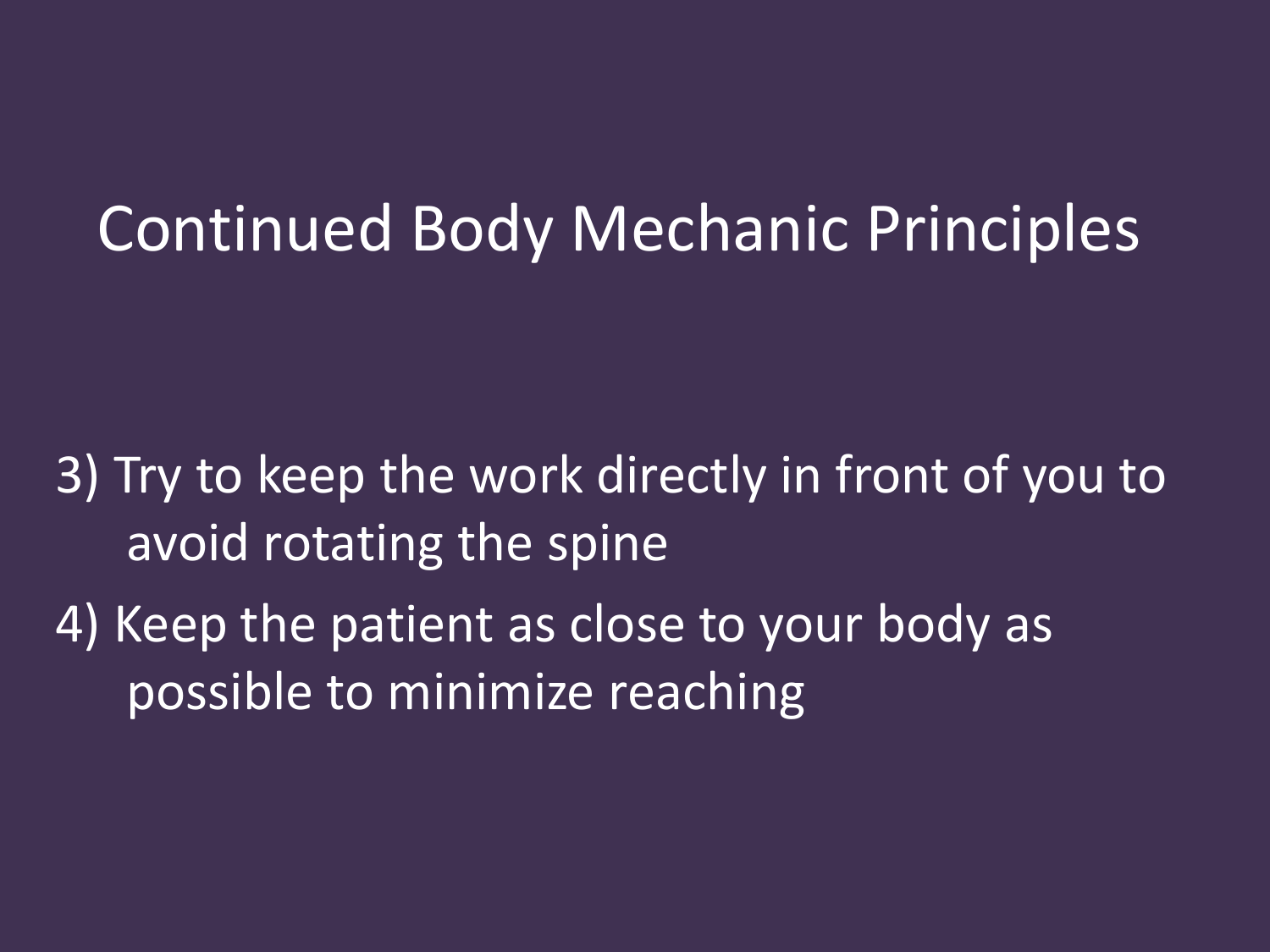# Continued Body Mechanic Principles

3) Try to keep the work directly in front of you to avoid rotating the spine
4) Keep the patient as close to your body as possible to minimize reaching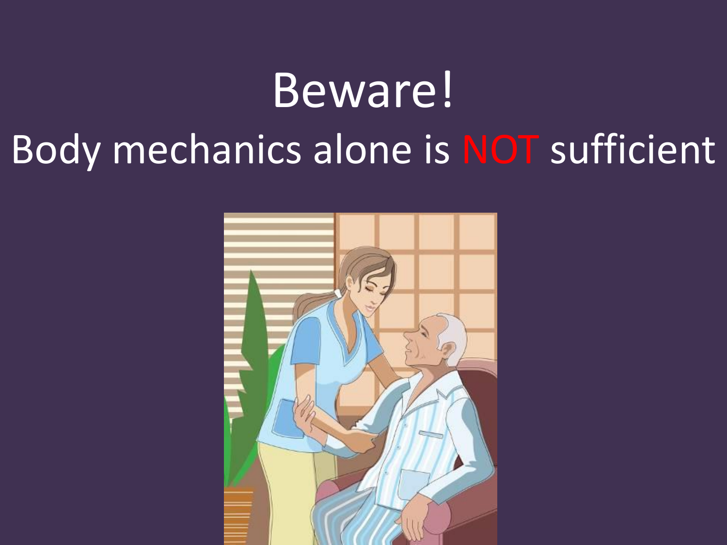# Beware!

## Body mechanics alone is NOT sufficient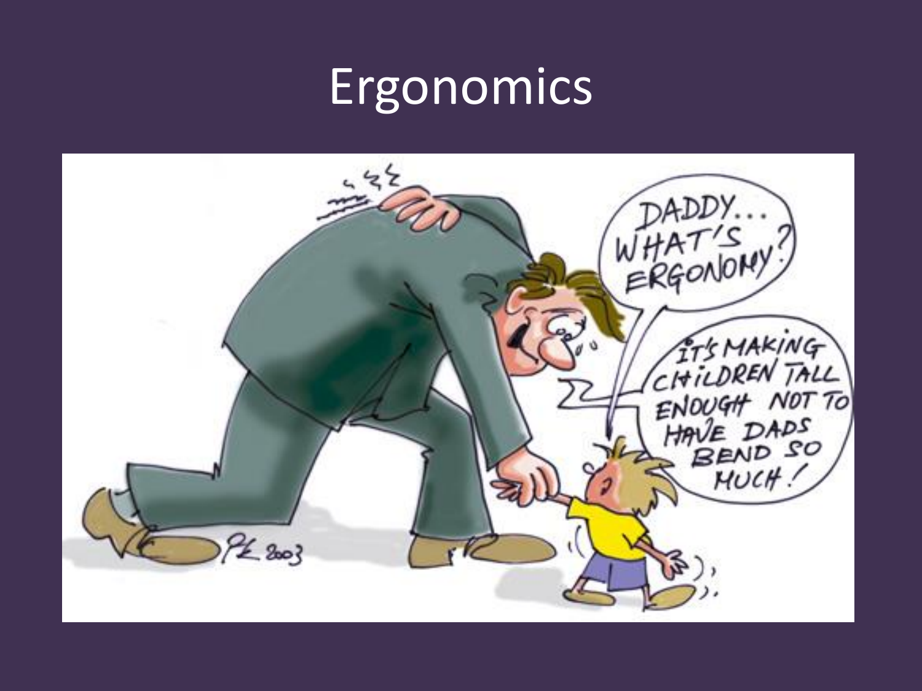# Ergonomics

DADDY... WHAT'S ERGONOMY?

IT'S MAKING CHILDREN TALL ENOUGH NOT TO HAVE DADS BEND SO MUCH!

PK 2003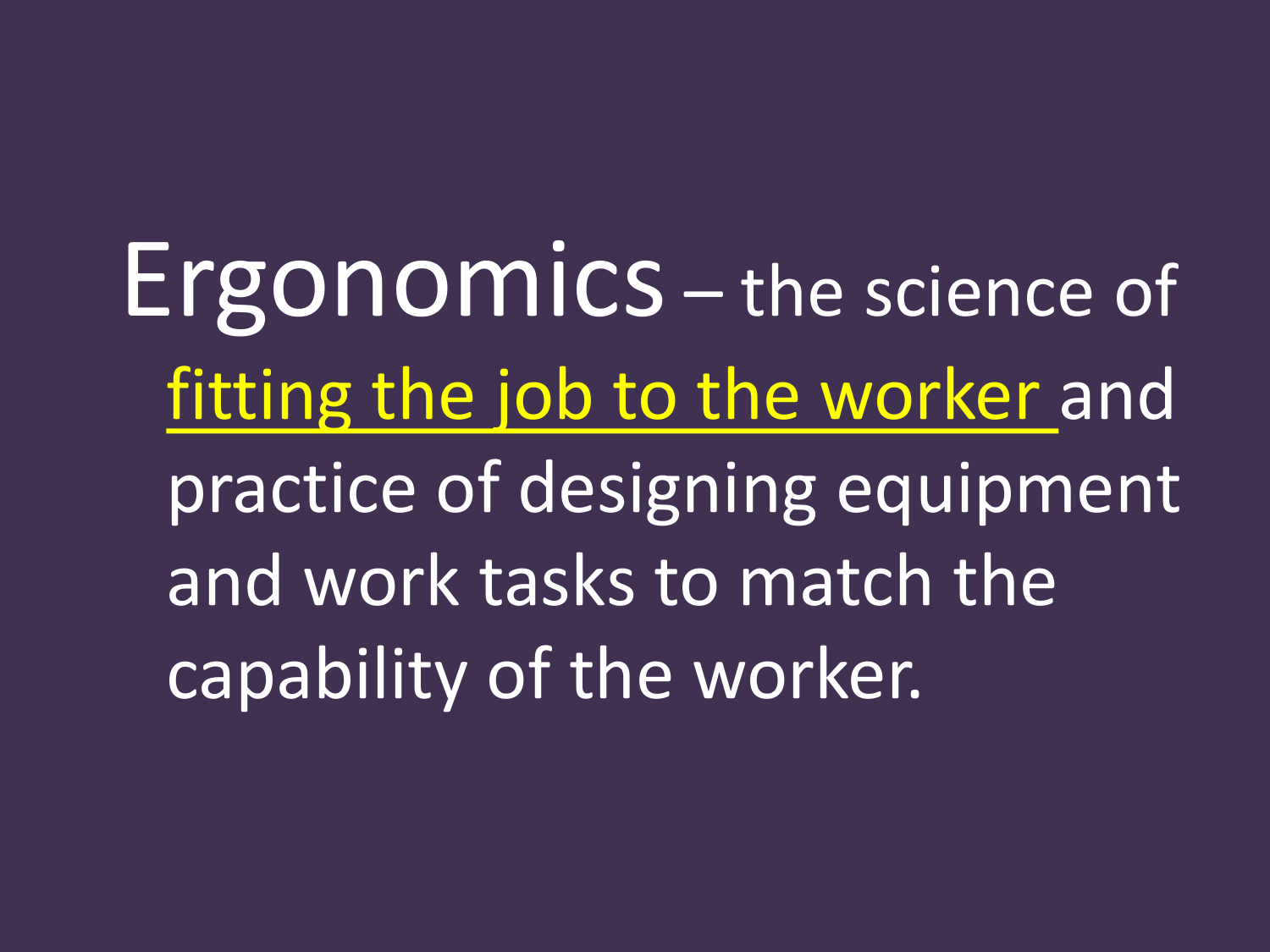**Ergonomics** – the science of <u>fitting the job to the worker</u> and practice of designing equipment and work tasks to match the capability of the worker.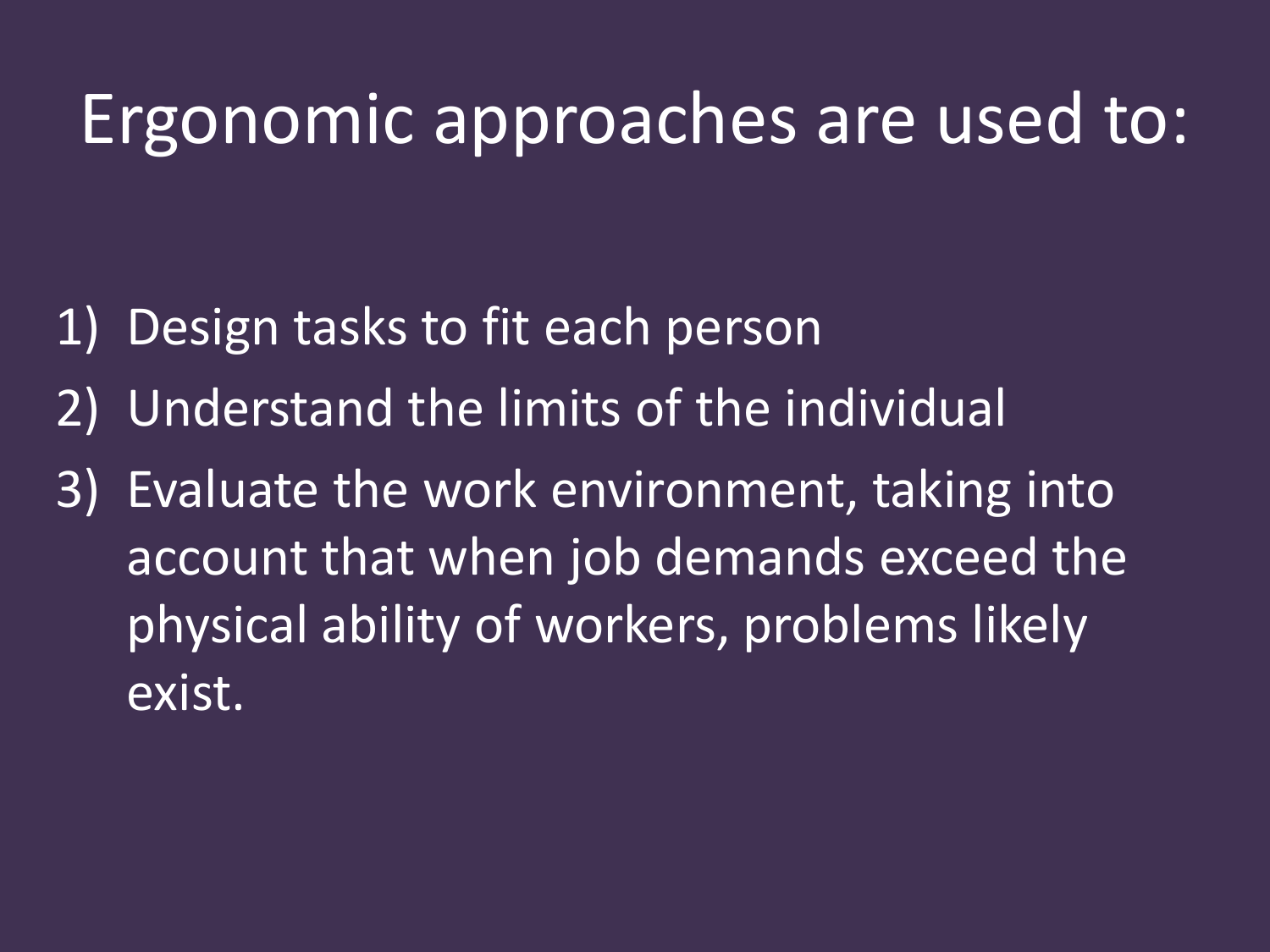# Ergonomic approaches are used to:

1) Design tasks to fit each person
2) Understand the limits of the individual
3) Evaluate the work environment, taking into account that when job demands exceed the physical ability of workers, problems likely exist.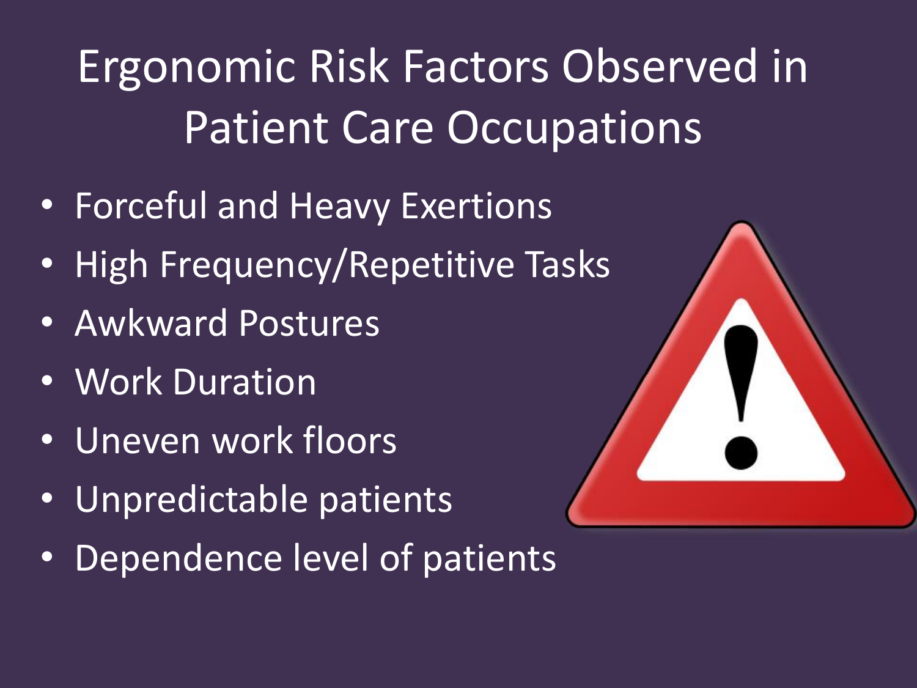# Ergonomic Risk Factors Observed in Patient Care Occupations

- Forceful and Heavy Exertions
- High Frequency/Repetitive Tasks
- Awkward Postures
- Work Duration
- Uneven work floors
- Unpredictable patients
- Dependence level of patients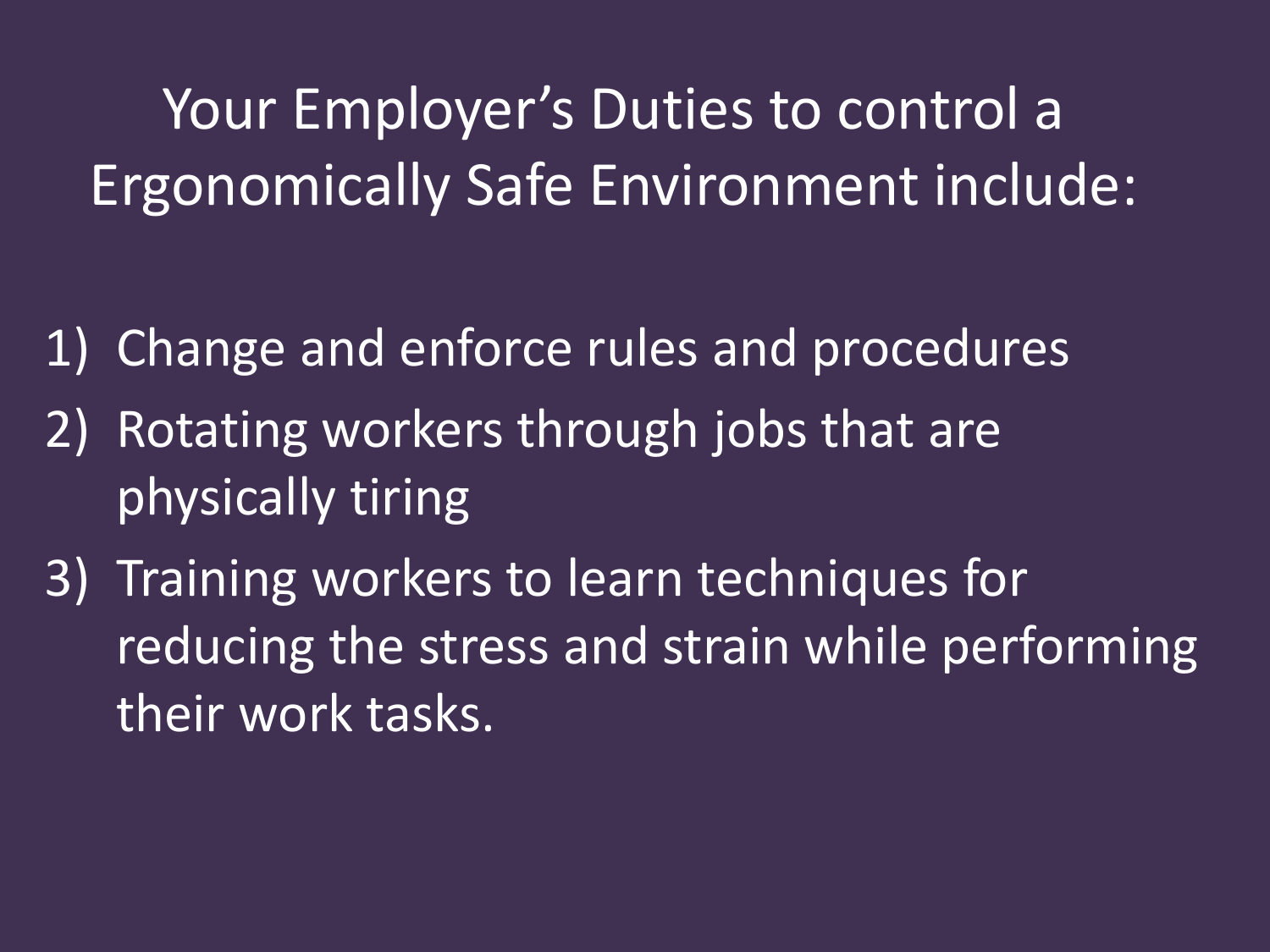# Your Employer's Duties to control a Ergonomically Safe Environment include:

1) Change and enforce rules and procedures
2) Rotating workers through jobs that are physically tiring
3) Training workers to learn techniques for reducing the stress and strain while performing their work tasks.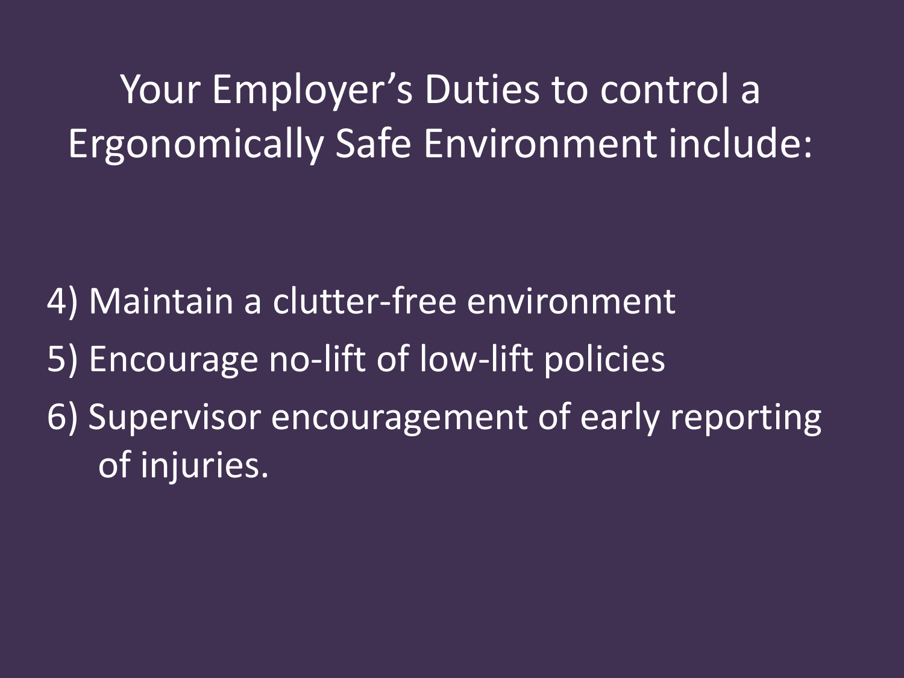# Your Employer's Duties to control a Ergonomically Safe Environment include:

4) Maintain a clutter-free environment
5) Encourage no-lift of low-lift policies
6) Supervisor encouragement of early reporting of injuries.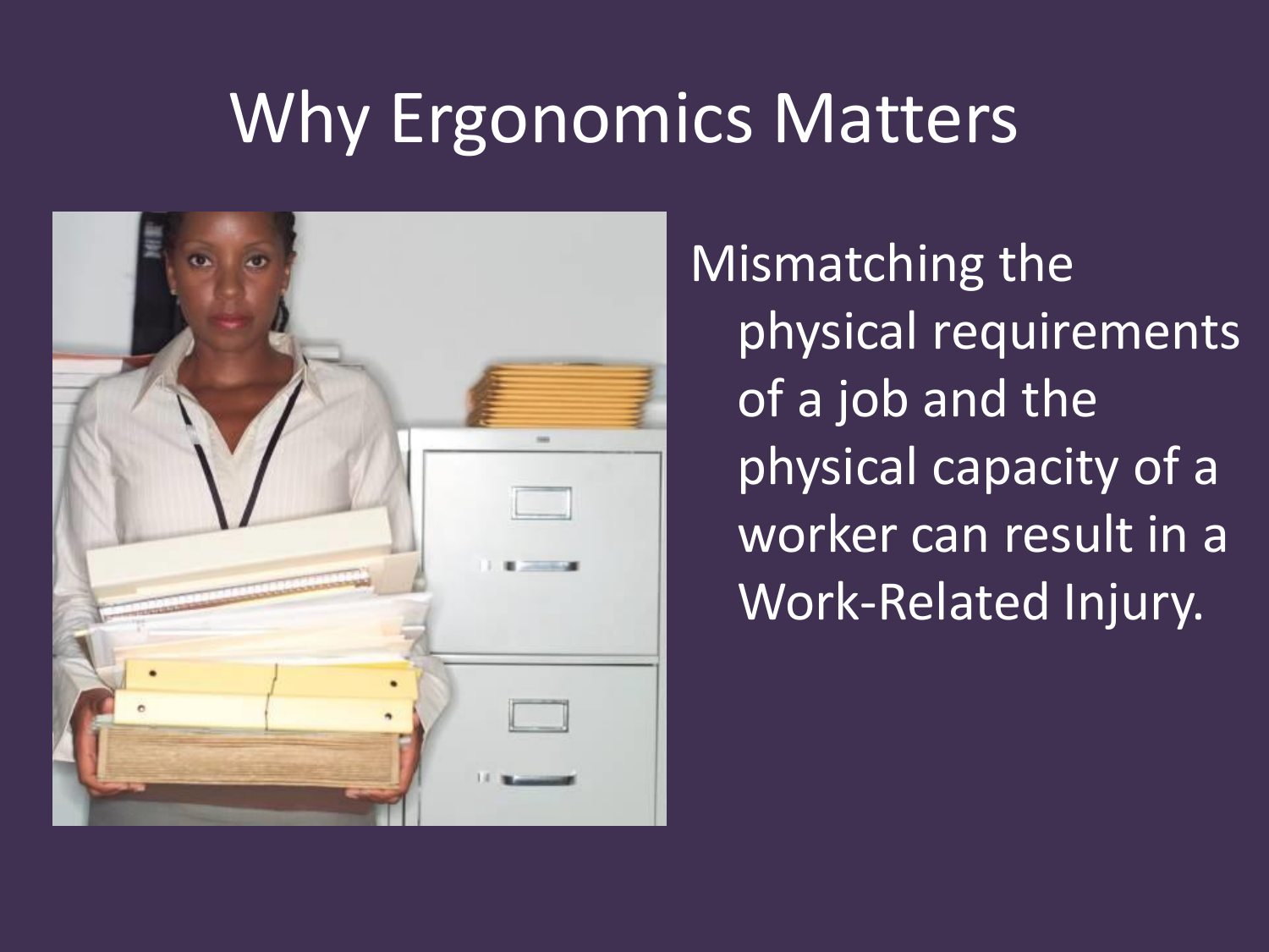# Why Ergonomics Matters

Mismatching the physical requirements of a job and the physical capacity of a worker can result in a Work-Related Injury.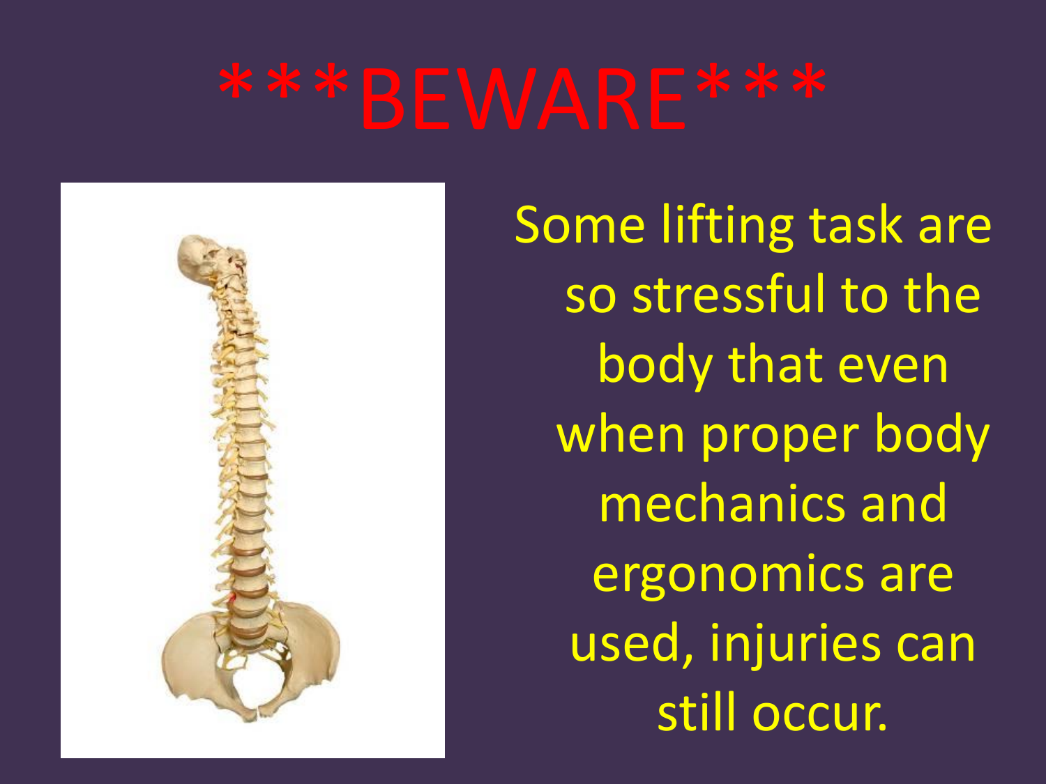# ***BEWARE***

Some lifting task are so stressful to the body that even when proper body mechanics and ergonomics are used, injuries can still occur.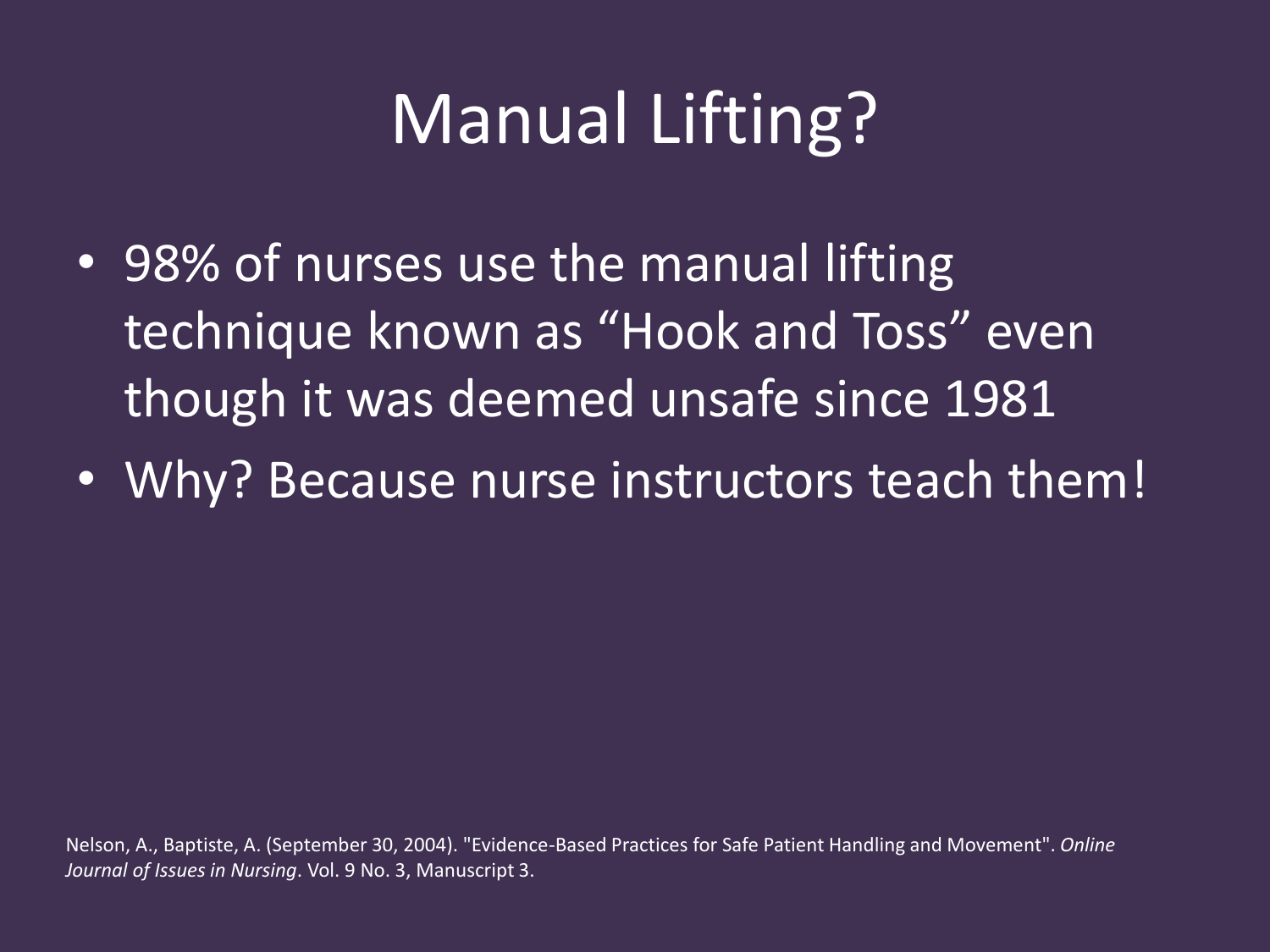# Manual Lifting?

- 98% of nurses use the manual lifting technique known as "Hook and Toss" even though it was deemed unsafe since 1981
- Why? Because nurse instructors teach them!

Nelson, A., Baptiste, A. (September 30, 2004). "Evidence-Based Practices for Safe Patient Handling and Movement". *Online Journal of Issues in Nursing*. Vol. 9 No. 3, Manuscript 3.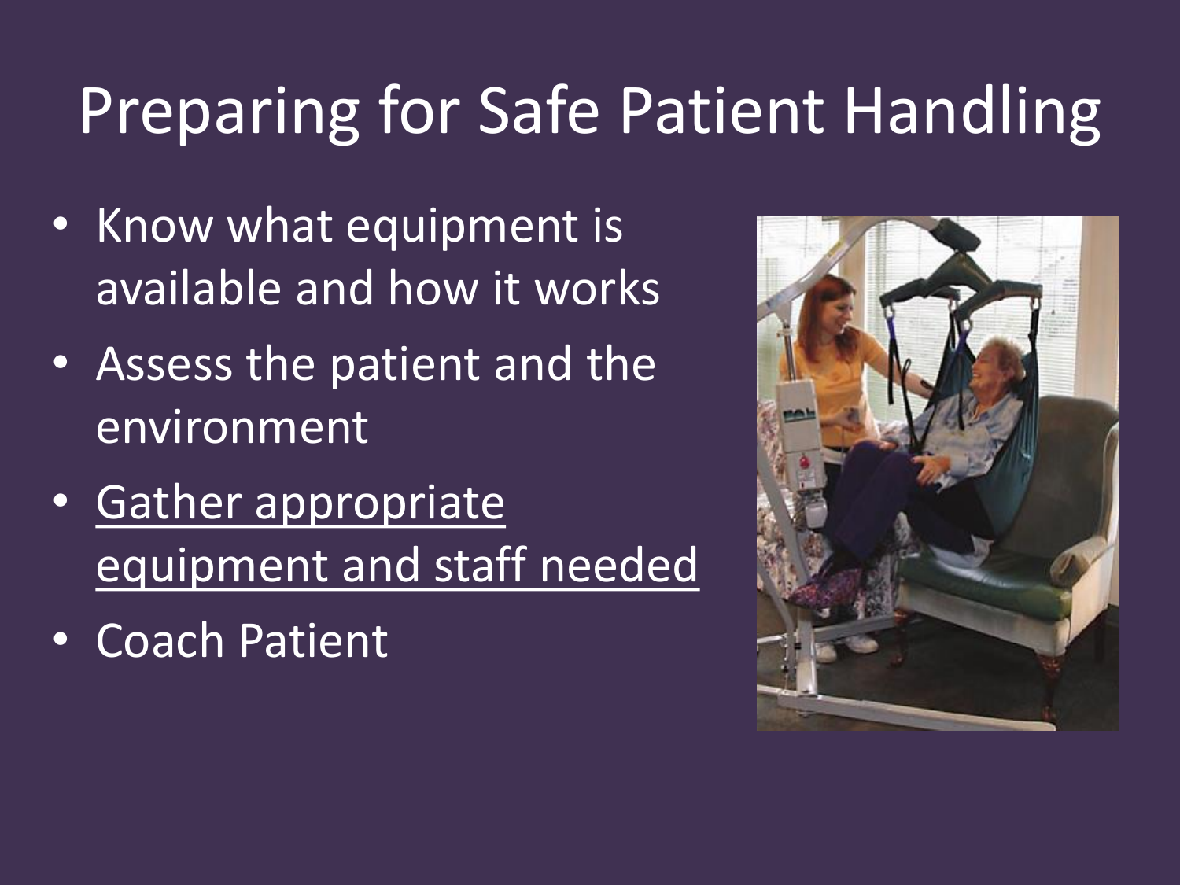# Preparing for Safe Patient Handling

- Know what equipment is available and how it works
- Assess the patient and the environment
- <u>Gather appropriate equipment and staff needed</u>
- Coach Patient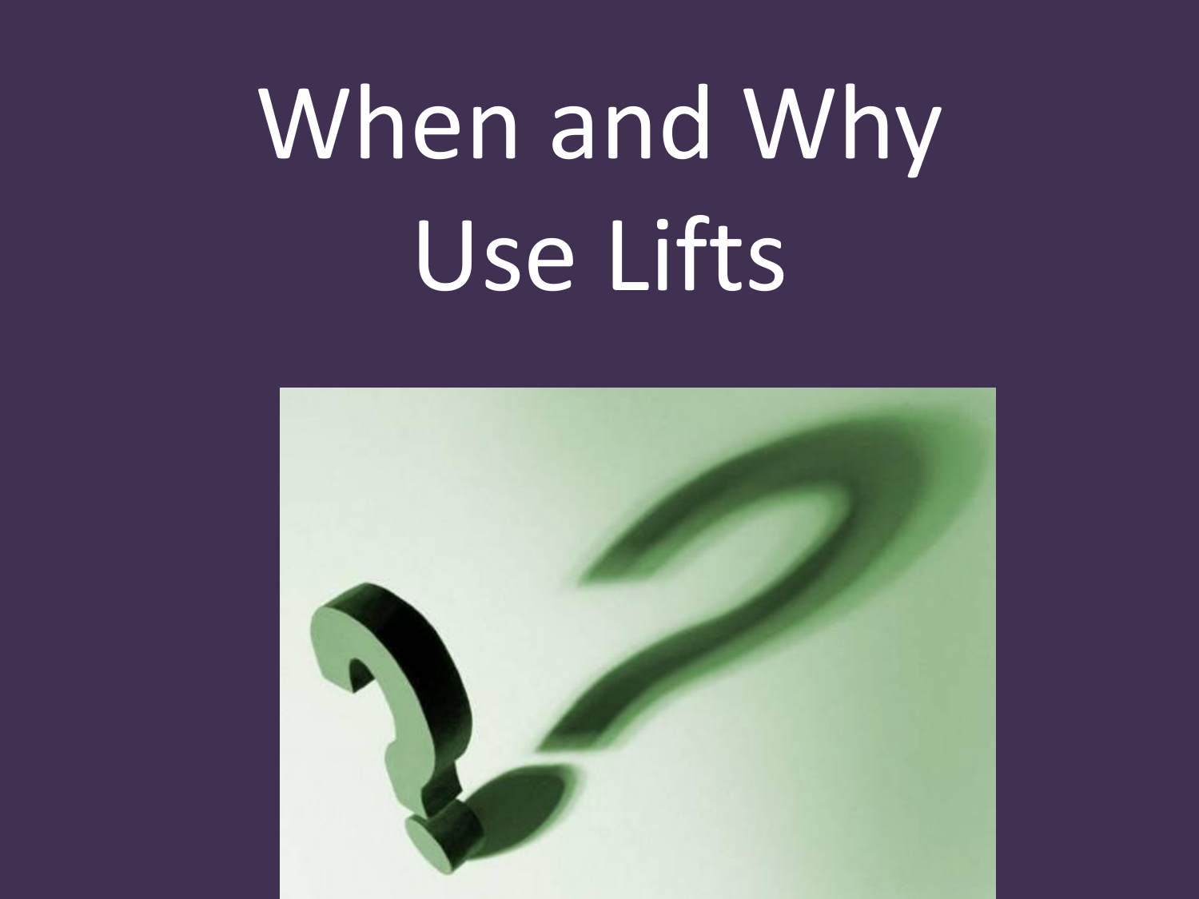# When and Why Use Lifts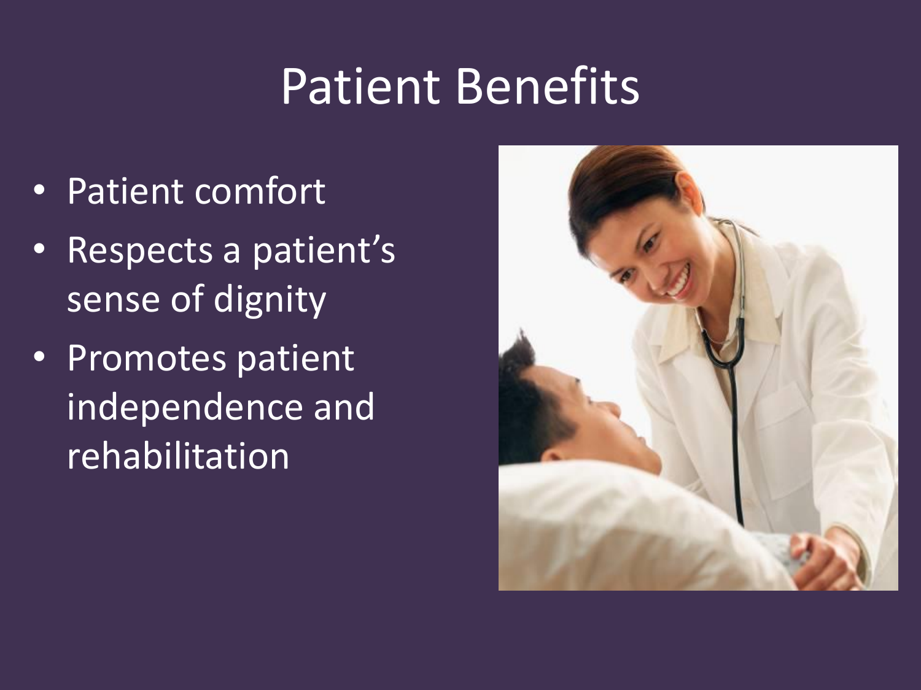# Patient Benefits

- Patient comfort
- Respects a patient's sense of dignity
- Promotes patient independence and rehabilitation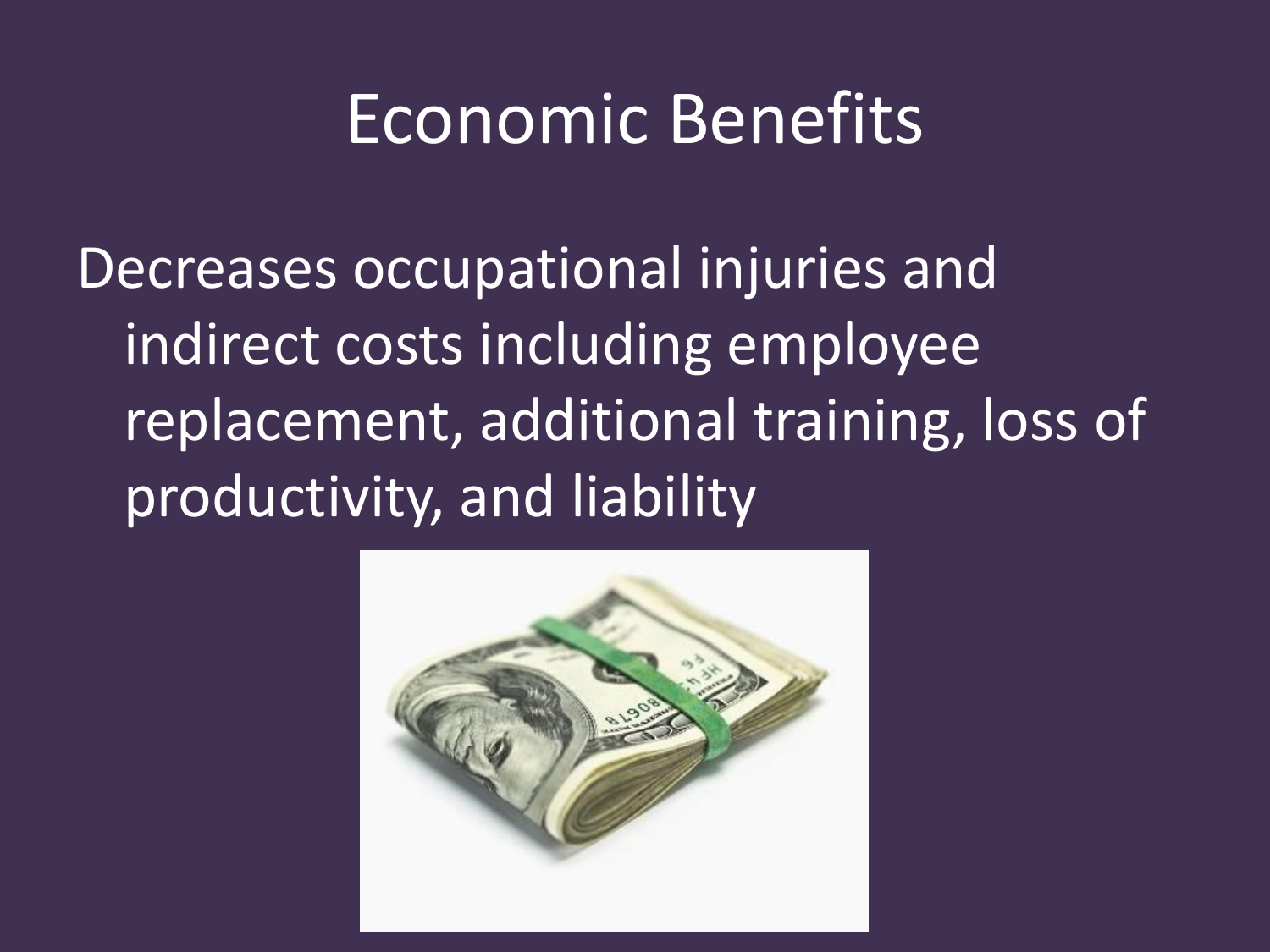# Economic Benefits

Decreases occupational injuries and indirect costs including employee replacement, additional training, loss of productivity, and liability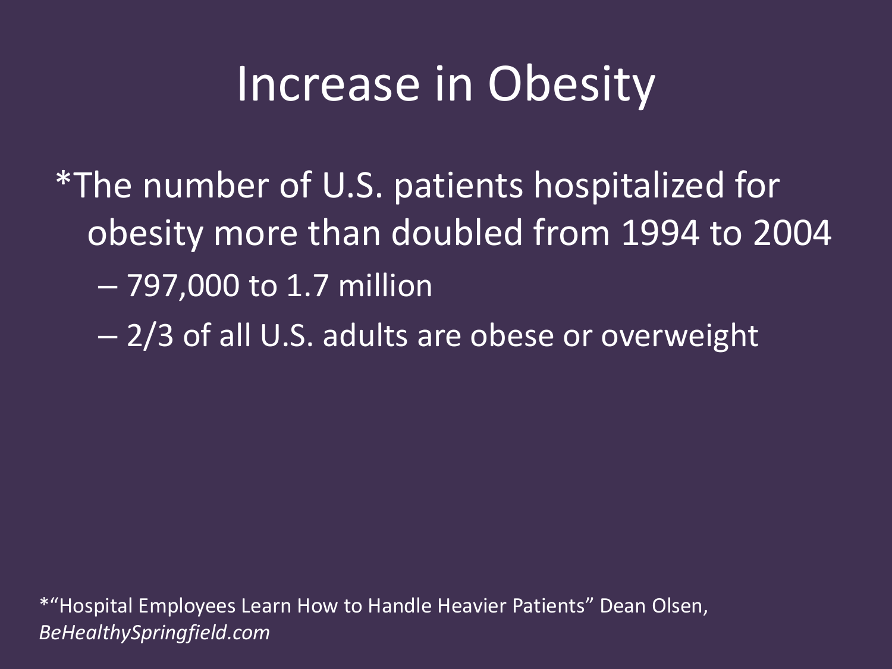# Increase in Obesity

*The number of U.S. patients hospitalized for obesity more than doubled from 1994 to 2004

- 797,000 to 1.7 million
- 2/3 of all U.S. adults are obese or overweight

*"Hospital Employees Learn How to Handle Heavier Patients" Dean Olsen, *BeHealthySpringfield.com*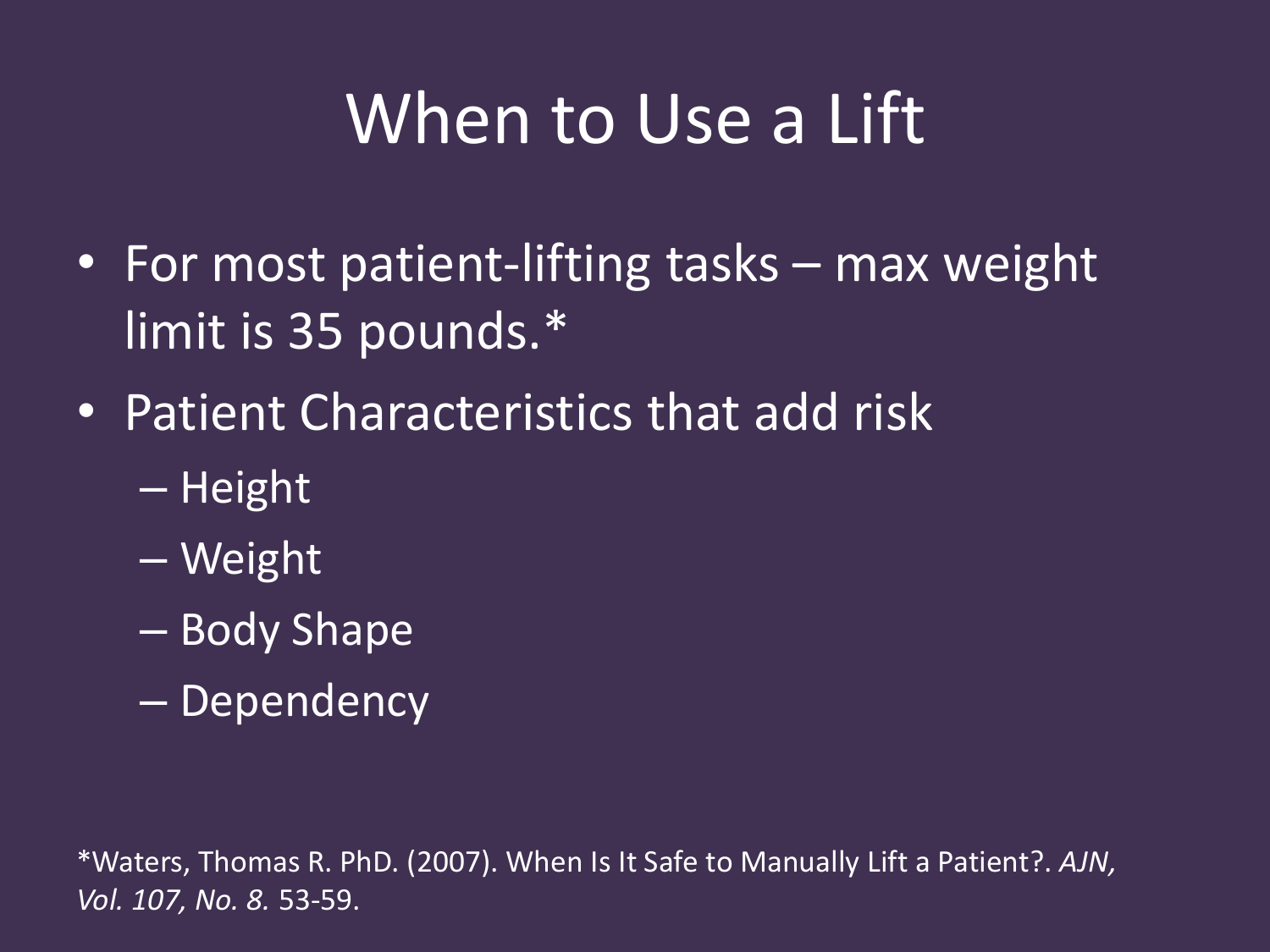# When to Use a Lift

- For most patient-lifting tasks – max weight limit is 35 pounds.*
- Patient Characteristics that add risk
  - Height
  - Weight
  - Body Shape
  - Dependency

*Waters, Thomas R. PhD. (2007). When Is It Safe to Manually Lift a Patient?. *AJN, Vol. 107, No. 8.* 53-59.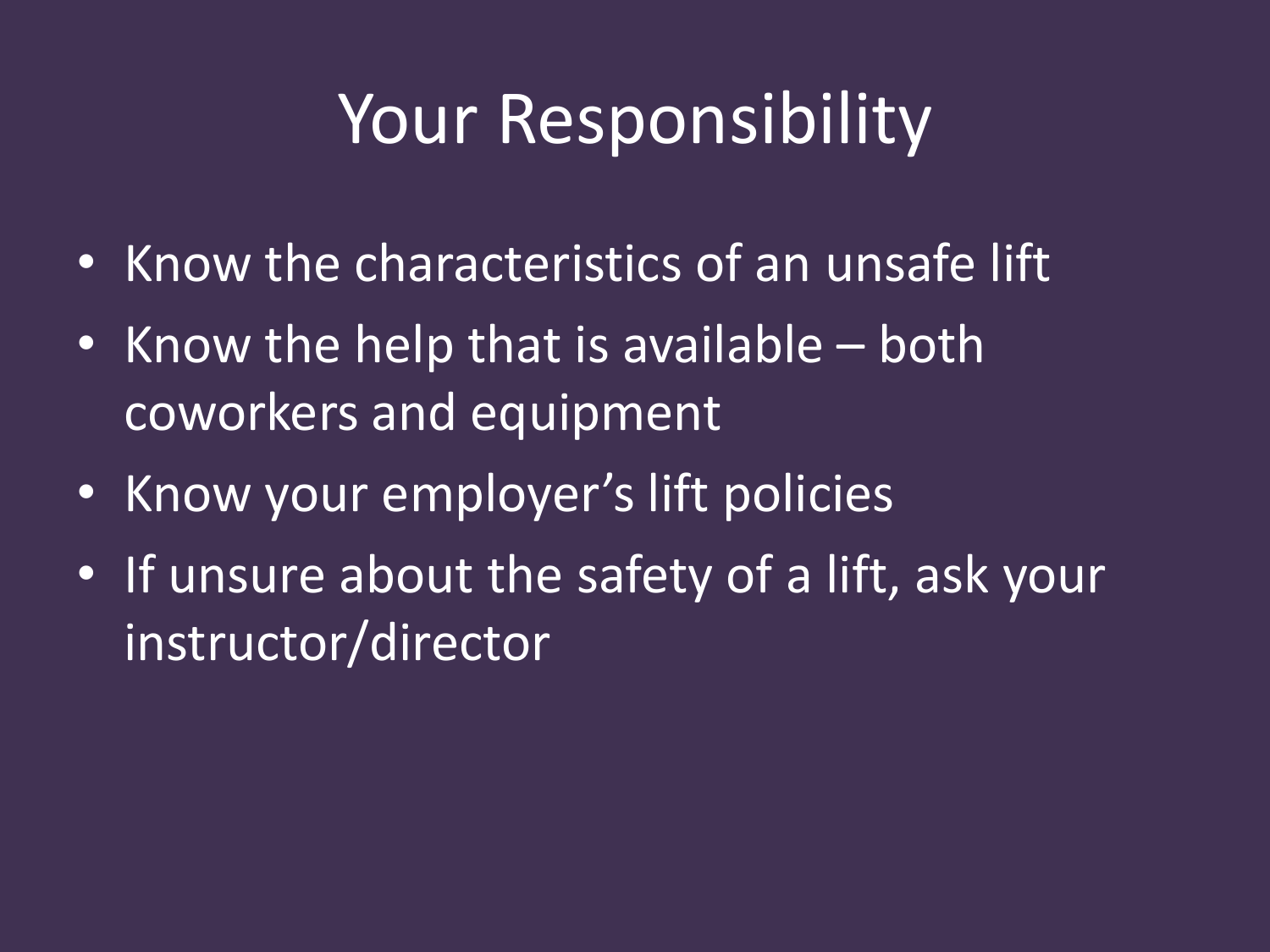# Your Responsibility

- Know the characteristics of an unsafe lift
- Know the help that is available – both coworkers and equipment
- Know your employer's lift policies
- If unsure about the safety of a lift, ask your instructor/director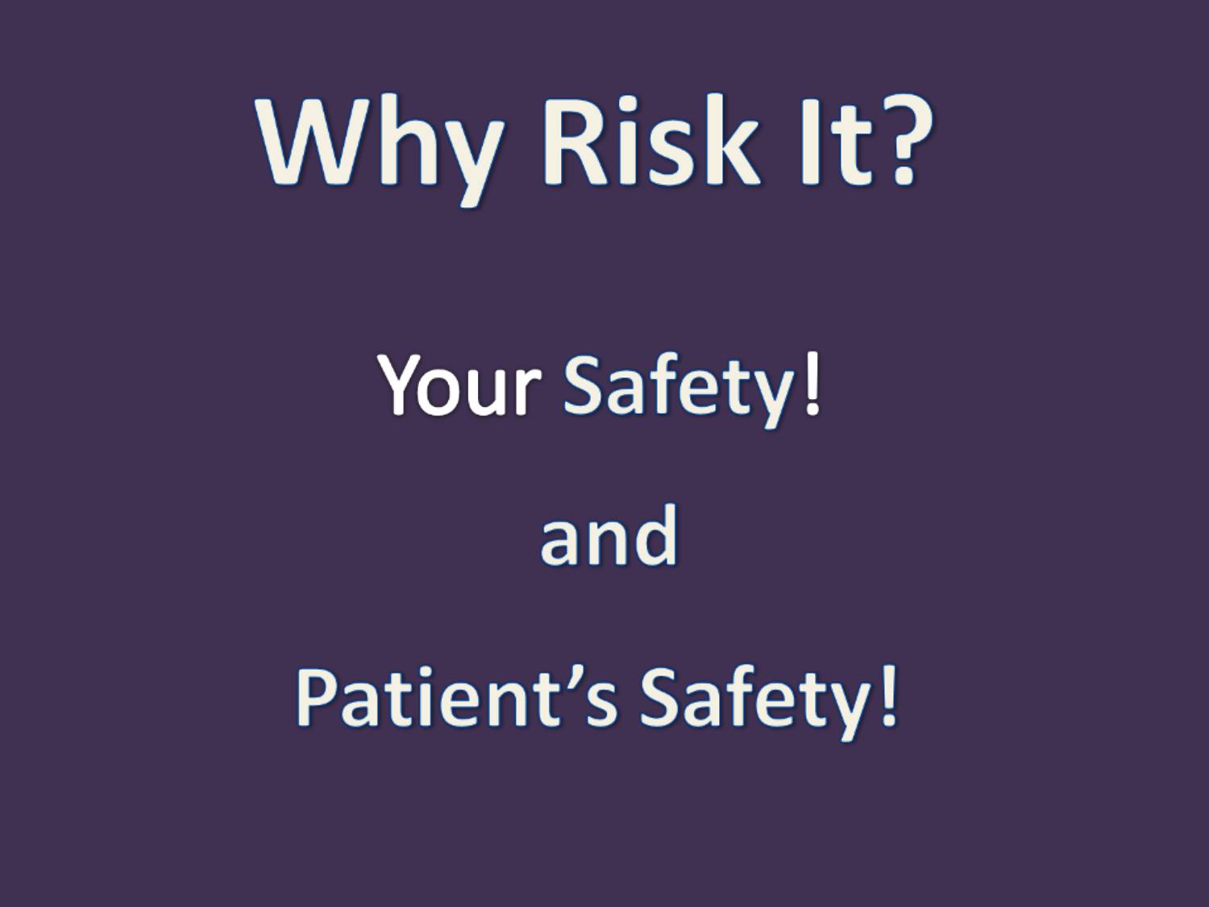# Why Risk It?

Your Safety!

and

Patient's Safety!